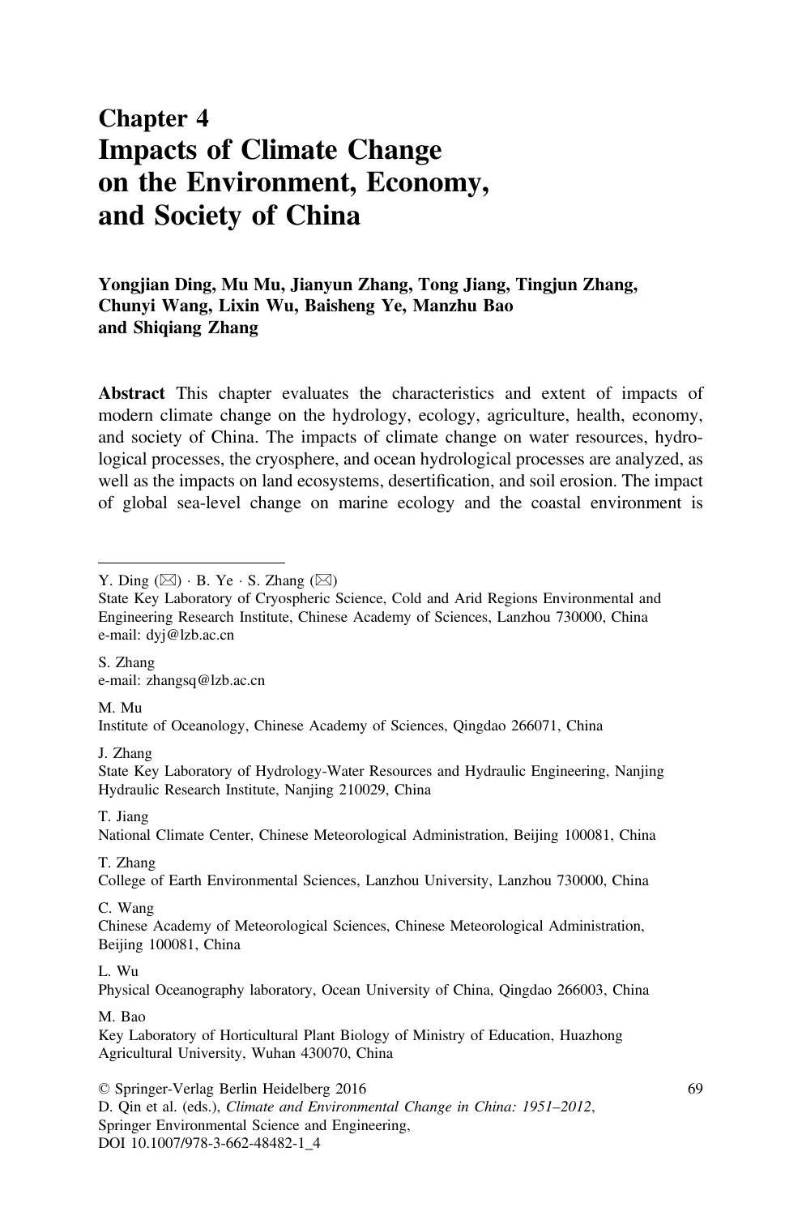# Chapter 4
# Impacts of Climate Change on the Environment, Economy, and Society of China

**Yongjian Ding, Mu Mu, Jianyun Zhang, Tong Jiang, Tingjun Zhang, Chunyi Wang, Lixin Wu, Baisheng Ye, Manzhu Bao and Shiqiang Zhang**

**Abstract** This chapter evaluates the characteristics and extent of impacts of modern climate change on the hydrology, ecology, agriculture, health, economy, and society of China. The impacts of climate change on water resources, hydrological processes, the cryosphere, and ocean hydrological processes are analyzed, as well as the impacts on land ecosystems, desertification, and soil erosion. The impact of global sea-level change on marine ecology and the coastal environment is

---

Y. Ding (✉) · B. Ye · S. Zhang (✉)
State Key Laboratory of Cryospheric Science, Cold and Arid Regions Environmental and Engineering Research Institute, Chinese Academy of Sciences, Lanzhou 730000, China
e-mail: dyj@lzb.ac.cn

S. Zhang
e-mail: zhangsq@lzb.ac.cn

M. Mu
Institute of Oceanology, Chinese Academy of Sciences, Qingdao 266071, China

J. Zhang
State Key Laboratory of Hydrology-Water Resources and Hydraulic Engineering, Nanjing Hydraulic Research Institute, Nanjing 210029, China

T. Jiang
National Climate Center, Chinese Meteorological Administration, Beijing 100081, China

T. Zhang
College of Earth Environmental Sciences, Lanzhou University, Lanzhou 730000, China

C. Wang
Chinese Academy of Meteorological Sciences, Chinese Meteorological Administration, Beijing 100081, China

L. Wu
Physical Oceanography laboratory, Ocean University of China, Qingdao 266003, China

M. Bao
Key Laboratory of Horticultural Plant Biology of Ministry of Education, Huazhong Agricultural University, Wuhan 430070, China

© Springer-Verlag Berlin Heidelberg 2016
D. Qin et al. (eds.), *Climate and Environmental Change in China: 1951–2012*, Springer Environmental Science and Engineering,
DOI 10.1007/978-3-662-48482-1_4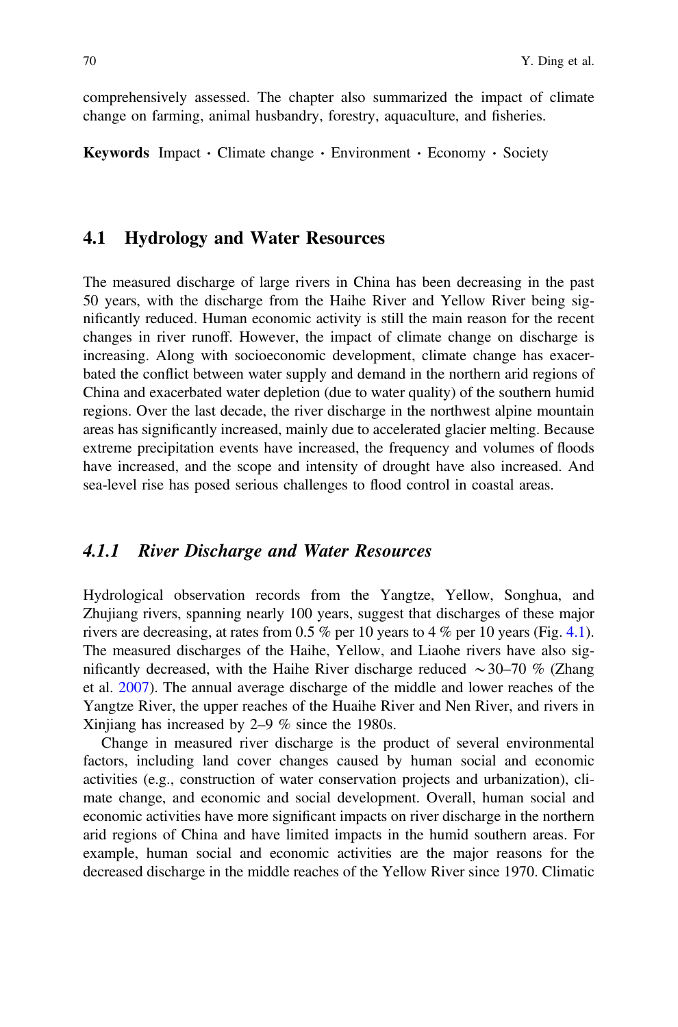comprehensively assessed. The chapter also summarized the impact of climate change on farming, animal husbandry, forestry, aquaculture, and fisheries.

**Keywords** Impact · Climate change · Environment · Economy · Society

## 4.1 Hydrology and Water Resources

The measured discharge of large rivers in China has been decreasing in the past 50 years, with the discharge from the Haihe River and Yellow River being significantly reduced. Human economic activity is still the main reason for the recent changes in river runoff. However, the impact of climate change on discharge is increasing. Along with socioeconomic development, climate change has exacerbated the conflict between water supply and demand in the northern arid regions of China and exacerbated water depletion (due to water quality) of the southern humid regions. Over the last decade, the river discharge in the northwest alpine mountain areas has significantly increased, mainly due to accelerated glacier melting. Because extreme precipitation events have increased, the frequency and volumes of floods have increased, and the scope and intensity of drought have also increased. And sea-level rise has posed serious challenges to flood control in coastal areas.

### *4.1.1 River Discharge and Water Resources*

Hydrological observation records from the Yangtze, Yellow, Songhua, and Zhujiang rivers, spanning nearly 100 years, suggest that discharges of these major rivers are decreasing, at rates from 0.5 % per 10 years to 4 % per 10 years (Fig. 4.1). The measured discharges of the Haihe, Yellow, and Liaohe rivers have also significantly decreased, with the Haihe River discharge reduced ∼30–70 % (Zhang et al. 2007). The annual average discharge of the middle and lower reaches of the Yangtze River, the upper reaches of the Huaihe River and Nen River, and rivers in Xinjiang has increased by 2–9 % since the 1980s.

Change in measured river discharge is the product of several environmental factors, including land cover changes caused by human social and economic activities (e.g., construction of water conservation projects and urbanization), climate change, and economic and social development. Overall, human social and economic activities have more significant impacts on river discharge in the northern arid regions of China and have limited impacts in the humid southern areas. For example, human social and economic activities are the major reasons for the decreased discharge in the middle reaches of the Yellow River since 1970. Climatic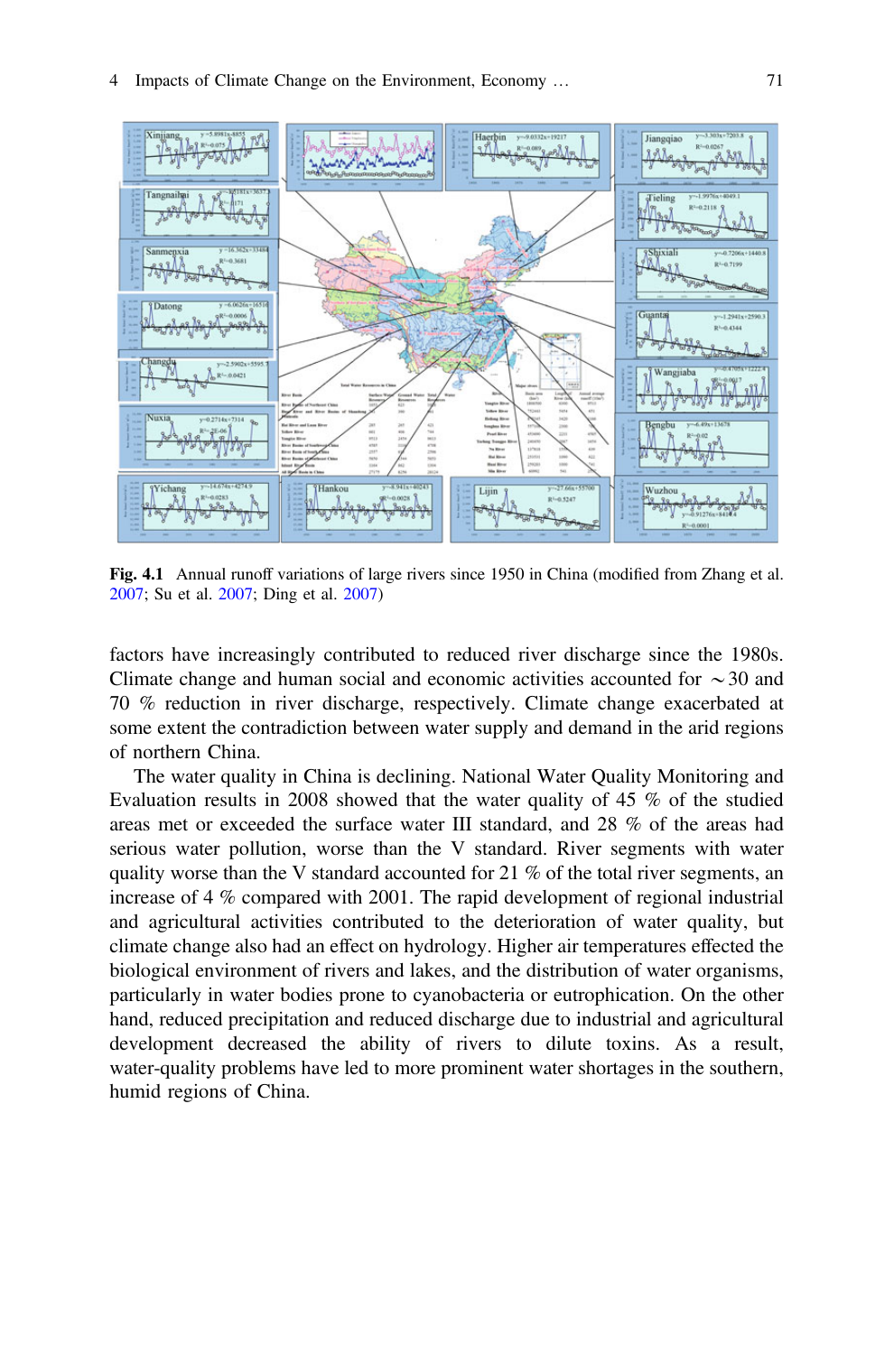Fig. 4.1 Annual runoff variations of large rivers since 1950 in China (modified from Zhang et al. 2007; Su et al. 2007; Ding et al. 2007)

factors have increasingly contributed to reduced river discharge since the 1980s. Climate change and human social and economic activities accounted for ~30 and 70 % reduction in river discharge, respectively. Climate change exacerbated at some extent the contradiction between water supply and demand in the arid regions of northern China.

The water quality in China is declining. National Water Quality Monitoring and Evaluation results in 2008 showed that the water quality of 45 % of the studied areas met or exceeded the surface water III standard, and 28 % of the areas had serious water pollution, worse than the V standard. River segments with water quality worse than the V standard accounted for 21 % of the total river segments, an increase of 4 % compared with 2001. The rapid development of regional industrial and agricultural activities contributed to the deterioration of water quality, but climate change also had an effect on hydrology. Higher air temperatures effected the biological environment of rivers and lakes, and the distribution of water organisms, particularly in water bodies prone to cyanobacteria or eutrophication. On the other hand, reduced precipitation and reduced discharge due to industrial and agricultural development decreased the ability of rivers to dilute toxins. As a result, water-quality problems have led to more prominent water shortages in the southern, humid regions of China.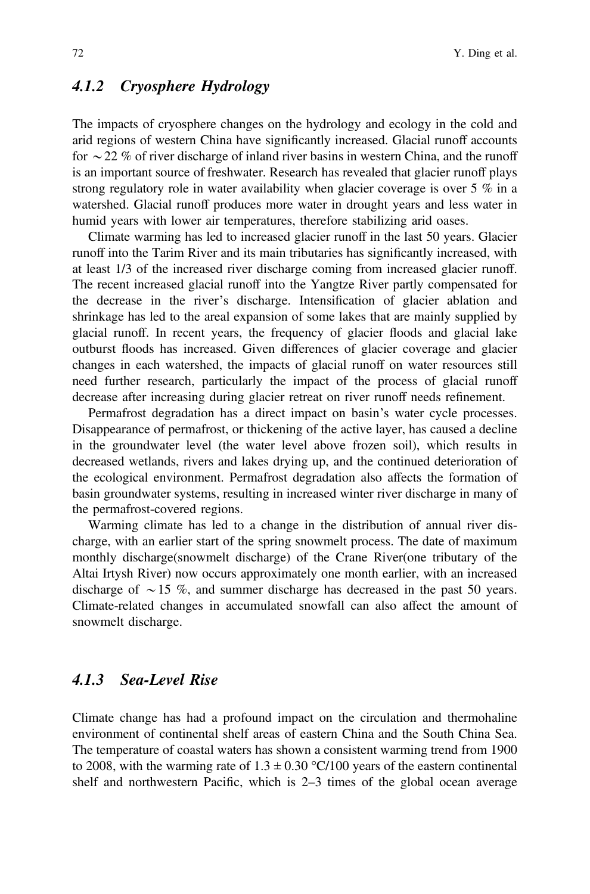### 4.1.2 Cryosphere Hydrology

The impacts of cryosphere changes on the hydrology and ecology in the cold and arid regions of western China have significantly increased. Glacial runoff accounts for $\sim 22$ % of river discharge of inland river basins in western China, and the runoff is an important source of freshwater. Research has revealed that glacier runoff plays strong regulatory role in water availability when glacier coverage is over 5 % in a watershed. Glacial runoff produces more water in drought years and less water in humid years with lower air temperatures, therefore stabilizing arid oases.

Climate warming has led to increased glacier runoff in the last 50 years. Glacier runoff into the Tarim River and its main tributaries has significantly increased, with at least 1/3 of the increased river discharge coming from increased glacier runoff. The recent increased glacial runoff into the Yangtze River partly compensated for the decrease in the river's discharge. Intensification of glacier ablation and shrinkage has led to the areal expansion of some lakes that are mainly supplied by glacial runoff. In recent years, the frequency of glacier floods and glacial lake outburst floods has increased. Given differences of glacier coverage and glacier changes in each watershed, the impacts of glacial runoff on water resources still need further research, particularly the impact of the process of glacial runoff decrease after increasing during glacier retreat on river runoff needs refinement.

Permafrost degradation has a direct impact on basin's water cycle processes. Disappearance of permafrost, or thickening of the active layer, has caused a decline in the groundwater level (the water level above frozen soil), which results in decreased wetlands, rivers and lakes drying up, and the continued deterioration of the ecological environment. Permafrost degradation also affects the formation of basin groundwater systems, resulting in increased winter river discharge in many of the permafrost-covered regions.

Warming climate has led to a change in the distribution of annual river discharge, with an earlier start of the spring snowmelt process. The date of maximum monthly discharge(snowmelt discharge) of the Crane River(one tributary of the Altai Irtysh River) now occurs approximately one month earlier, with an increased discharge of $\sim 15$ %, and summer discharge has decreased in the past 50 years. Climate-related changes in accumulated snowfall can also affect the amount of snowmelt discharge.

### 4.1.3 Sea-Level Rise

Climate change has had a profound impact on the circulation and thermohaline environment of continental shelf areas of eastern China and the South China Sea. The temperature of coastal waters has shown a consistent warming trend from 1900 to 2008, with the warming rate of $1.3 \pm 0.30$ °C/100 years of the eastern continental shelf and northwestern Pacific, which is 2–3 times of the global ocean average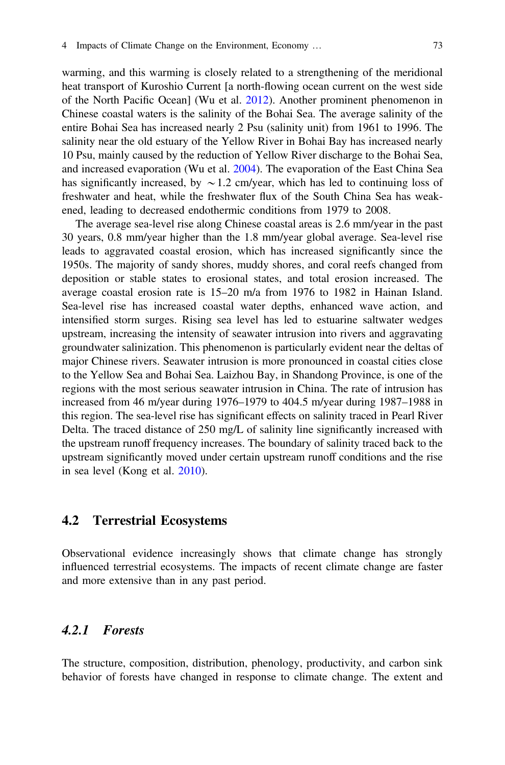warming, and this warming is closely related to a strengthening of the meridional heat transport of Kuroshio Current [a north-flowing ocean current on the west side of the North Pacific Ocean] (Wu et al. 2012). Another prominent phenomenon in Chinese coastal waters is the salinity of the Bohai Sea. The average salinity of the entire Bohai Sea has increased nearly 2 Psu (salinity unit) from 1961 to 1996. The salinity near the old estuary of the Yellow River in Bohai Bay has increased nearly 10 Psu, mainly caused by the reduction of Yellow River discharge to the Bohai Sea, and increased evaporation (Wu et al. 2004). The evaporation of the East China Sea has significantly increased, by ~1.2 cm/year, which has led to continuing loss of freshwater and heat, while the freshwater flux of the South China Sea has weakened, leading to decreased endothermic conditions from 1979 to 2008.

The average sea-level rise along Chinese coastal areas is 2.6 mm/year in the past 30 years, 0.8 mm/year higher than the 1.8 mm/year global average. Sea-level rise leads to aggravated coastal erosion, which has increased significantly since the 1950s. The majority of sandy shores, muddy shores, and coral reefs changed from deposition or stable states to erosional states, and total erosion increased. The average coastal erosion rate is 15–20 m/a from 1976 to 1982 in Hainan Island. Sea-level rise has increased coastal water depths, enhanced wave action, and intensified storm surges. Rising sea level has led to estuarine saltwater wedges upstream, increasing the intensity of seawater intrusion into rivers and aggravating groundwater salinization. This phenomenon is particularly evident near the deltas of major Chinese rivers. Seawater intrusion is more pronounced in coastal cities close to the Yellow Sea and Bohai Sea. Laizhou Bay, in Shandong Province, is one of the regions with the most serious seawater intrusion in China. The rate of intrusion has increased from 46 m/year during 1976–1979 to 404.5 m/year during 1987–1988 in this region. The sea-level rise has significant effects on salinity traced in Pearl River Delta. The traced distance of 250 mg/L of salinity line significantly increased with the upstream runoff frequency increases. The boundary of salinity traced back to the upstream significantly moved under certain upstream runoff conditions and the rise in sea level (Kong et al. 2010).

## 4.2 Terrestrial Ecosystems

Observational evidence increasingly shows that climate change has strongly influenced terrestrial ecosystems. The impacts of recent climate change are faster and more extensive than in any past period.

### *4.2.1 Forests*

The structure, composition, distribution, phenology, productivity, and carbon sink behavior of forests have changed in response to climate change. The extent and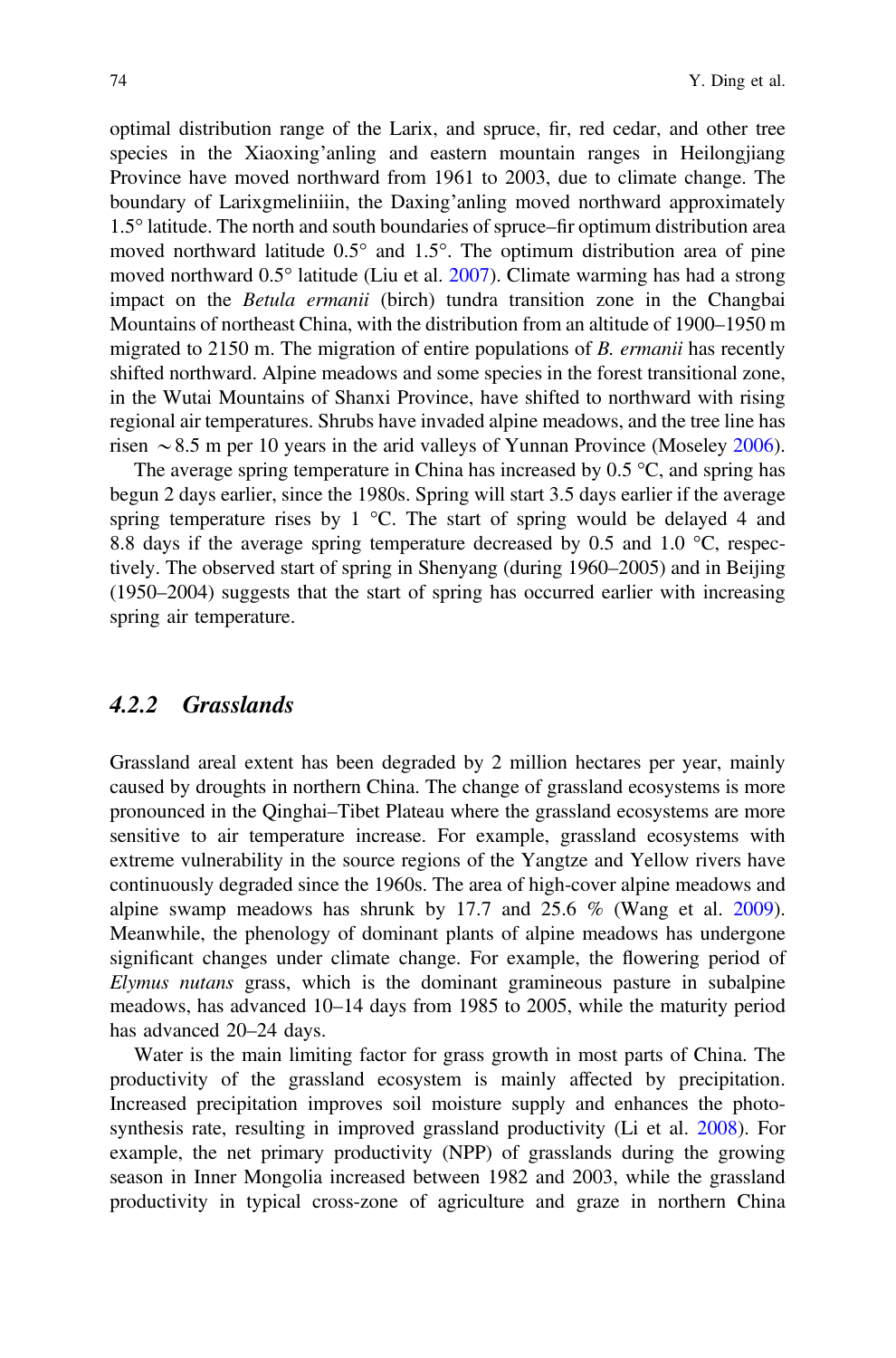optimal distribution range of the Larix, and spruce, fir, red cedar, and other tree species in the Xiaoxing'anling and eastern mountain ranges in Heilongjiang Province have moved northward from 1961 to 2003, due to climate change. The boundary of Larixgmeliniiin, the Daxing'anling moved northward approximately 1.5° latitude. The north and south boundaries of spruce–fir optimum distribution area moved northward latitude 0.5° and 1.5°. The optimum distribution area of pine moved northward 0.5° latitude (Liu et al. 2007). Climate warming has had a strong impact on the *Betula ermanii* (birch) tundra transition zone in the Changbai Mountains of northeast China, with the distribution from an altitude of 1900–1950 m migrated to 2150 m. The migration of entire populations of *B. ermanii* has recently shifted northward. Alpine meadows and some species in the forest transitional zone, in the Wutai Mountains of Shanxi Province, have shifted to northward with rising regional air temperatures. Shrubs have invaded alpine meadows, and the tree line has risen ~8.5 m per 10 years in the arid valleys of Yunnan Province (Moseley 2006).

The average spring temperature in China has increased by 0.5 °C, and spring has begun 2 days earlier, since the 1980s. Spring will start 3.5 days earlier if the average spring temperature rises by 1 °C. The start of spring would be delayed 4 and 8.8 days if the average spring temperature decreased by 0.5 and 1.0 °C, respectively. The observed start of spring in Shenyang (during 1960–2005) and in Beijing (1950–2004) suggests that the start of spring has occurred earlier with increasing spring air temperature.

### 4.2.2 Grasslands

Grassland areal extent has been degraded by 2 million hectares per year, mainly caused by droughts in northern China. The change of grassland ecosystems is more pronounced in the Qinghai–Tibet Plateau where the grassland ecosystems are more sensitive to air temperature increase. For example, grassland ecosystems with extreme vulnerability in the source regions of the Yangtze and Yellow rivers have continuously degraded since the 1960s. The area of high-cover alpine meadows and alpine swamp meadows has shrunk by 17.7 and 25.6 % (Wang et al. 2009). Meanwhile, the phenology of dominant plants of alpine meadows has undergone significant changes under climate change. For example, the flowering period of *Elymus nutans* grass, which is the dominant gramineous pasture in subalpine meadows, has advanced 10–14 days from 1985 to 2005, while the maturity period has advanced 20–24 days.

Water is the main limiting factor for grass growth in most parts of China. The productivity of the grassland ecosystem is mainly affected by precipitation. Increased precipitation improves soil moisture supply and enhances the photosynthesis rate, resulting in improved grassland productivity (Li et al. 2008). For example, the net primary productivity (NPP) of grasslands during the growing season in Inner Mongolia increased between 1982 and 2003, while the grassland productivity in typical cross-zone of agriculture and graze in northern China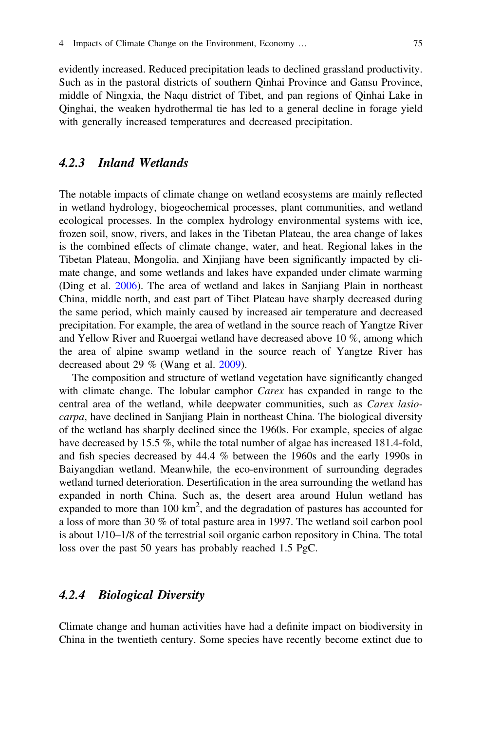evidently increased. Reduced precipitation leads to declined grassland productivity. Such as in the pastoral districts of southern Qinhai Province and Gansu Province, middle of Ningxia, the Naqu district of Tibet, and pan regions of Qinhai Lake in Qinghai, the weaken hydrothermal tie has led to a general decline in forage yield with generally increased temperatures and decreased precipitation.

### 4.2.3 Inland Wetlands

The notable impacts of climate change on wetland ecosystems are mainly reflected in wetland hydrology, biogeochemical processes, plant communities, and wetland ecological processes. In the complex hydrology environmental systems with ice, frozen soil, snow, rivers, and lakes in the Tibetan Plateau, the area change of lakes is the combined effects of climate change, water, and heat. Regional lakes in the Tibetan Plateau, Mongolia, and Xinjiang have been significantly impacted by climate change, and some wetlands and lakes have expanded under climate warming (Ding et al. 2006). The area of wetland and lakes in Sanjiang Plain in northeast China, middle north, and east part of Tibet Plateau have sharply decreased during the same period, which mainly caused by increased air temperature and decreased precipitation. For example, the area of wetland in the source reach of Yangtze River and Yellow River and Ruoergai wetland have decreased above 10 %, among which the area of alpine swamp wetland in the source reach of Yangtze River has decreased about 29 % (Wang et al. 2009).

The composition and structure of wetland vegetation have significantly changed with climate change. The lobular camphor *Carex* has expanded in range to the central area of the wetland, while deepwater communities, such as *Carex lasiocarpa*, have declined in Sanjiang Plain in northeast China. The biological diversity of the wetland has sharply declined since the 1960s. For example, species of algae have decreased by 15.5 %, while the total number of algae has increased 181.4-fold, and fish species decreased by 44.4 % between the 1960s and the early 1990s in Baiyangdian wetland. Meanwhile, the eco-environment of surrounding degrades wetland turned deterioration. Desertification in the area surrounding the wetland has expanded in north China. Such as, the desert area around Hulun wetland has expanded to more than 100 $km^2$, and the degradation of pastures has accounted for a loss of more than 30 % of total pasture area in 1997. The wetland soil carbon pool is about 1/10–1/8 of the terrestrial soil organic carbon repository in China. The total loss over the past 50 years has probably reached 1.5 PgC.

### 4.2.4 Biological Diversity

Climate change and human activities have had a definite impact on biodiversity in China in the twentieth century. Some species have recently become extinct due to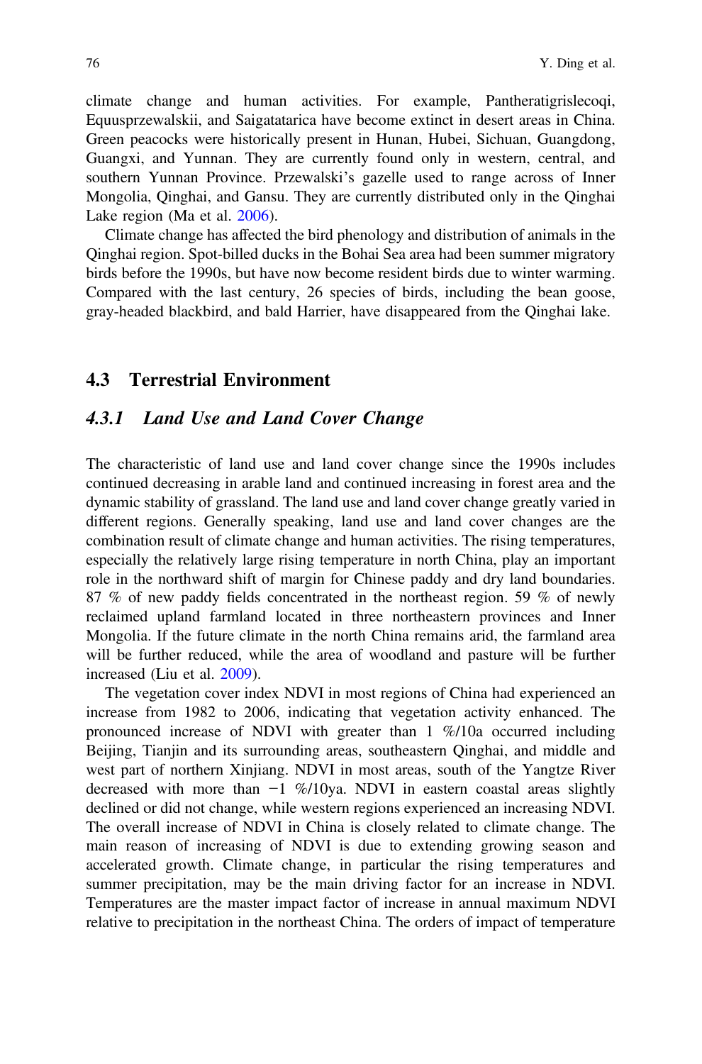climate change and human activities. For example, Pantheratigrislecoqi, Equusprzewalskii, and Saigatatarica have become extinct in desert areas in China. Green peacocks were historically present in Hunan, Hubei, Sichuan, Guangdong, Guangxi, and Yunnan. They are currently found only in western, central, and southern Yunnan Province. Przewalski's gazelle used to range across of Inner Mongolia, Qinghai, and Gansu. They are currently distributed only in the Qinghai Lake region (Ma et al. 2006).

Climate change has affected the bird phenology and distribution of animals in the Qinghai region. Spot-billed ducks in the Bohai Sea area had been summer migratory birds before the 1990s, but have now become resident birds due to winter warming. Compared with the last century, 26 species of birds, including the bean goose, gray-headed blackbird, and bald Harrier, have disappeared from the Qinghai lake.

## 4.3 Terrestrial Environment

### *4.3.1 Land Use and Land Cover Change*

The characteristic of land use and land cover change since the 1990s includes continued decreasing in arable land and continued increasing in forest area and the dynamic stability of grassland. The land use and land cover change greatly varied in different regions. Generally speaking, land use and land cover changes are the combination result of climate change and human activities. The rising temperatures, especially the relatively large rising temperature in north China, play an important role in the northward shift of margin for Chinese paddy and dry land boundaries. 87 % of new paddy fields concentrated in the northeast region. 59 % of newly reclaimed upland farmland located in three northeastern provinces and Inner Mongolia. If the future climate in the north China remains arid, the farmland area will be further reduced, while the area of woodland and pasture will be further increased (Liu et al. 2009).

The vegetation cover index NDVI in most regions of China had experienced an increase from 1982 to 2006, indicating that vegetation activity enhanced. The pronounced increase of NDVI with greater than 1 %/10a occurred including Beijing, Tianjin and its surrounding areas, southeastern Qinghai, and middle and west part of northern Xinjiang. NDVI in most areas, south of the Yangtze River decreased with more than −1 %/10ya. NDVI in eastern coastal areas slightly declined or did not change, while western regions experienced an increasing NDVI. The overall increase of NDVI in China is closely related to climate change. The main reason of increasing of NDVI is due to extending growing season and accelerated growth. Climate change, in particular the rising temperatures and summer precipitation, may be the main driving factor for an increase in NDVI. Temperatures are the master impact factor of increase in annual maximum NDVI relative to precipitation in the northeast China. The orders of impact of temperature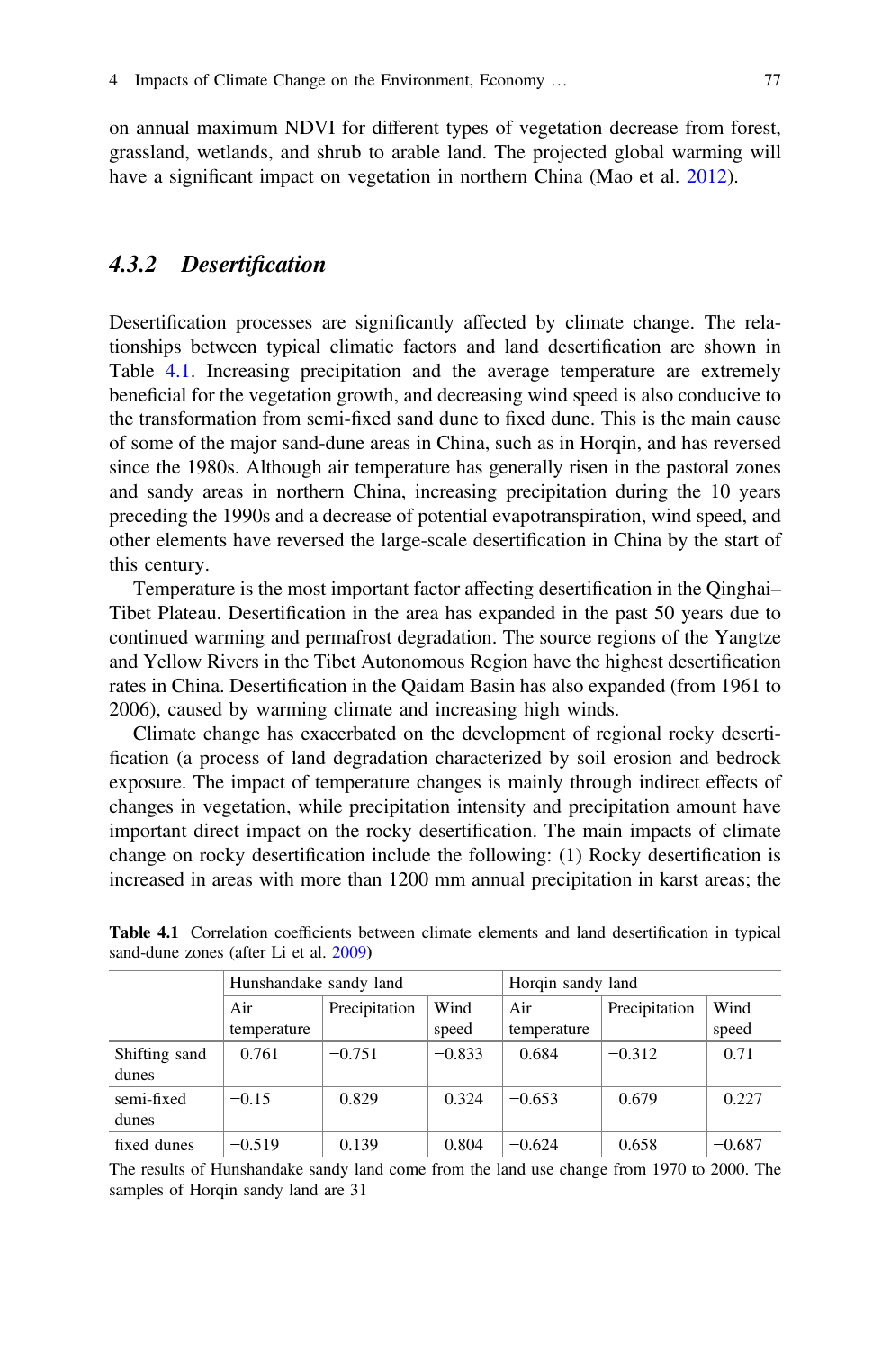on annual maximum NDVI for different types of vegetation decrease from forest, grassland, wetlands, and shrub to arable land. The projected global warming will have a significant impact on vegetation in northern China (Mao et al. 2012).

### 4.3.2 Desertification

Desertification processes are significantly affected by climate change. The relationships between typical climatic factors and land desertification are shown in Table 4.1. Increasing precipitation and the average temperature are extremely beneficial for the vegetation growth, and decreasing wind speed is also conducive to the transformation from semi-fixed sand dune to fixed dune. This is the main cause of some of the major sand-dune areas in China, such as in Horqin, and has reversed since the 1980s. Although air temperature has generally risen in the pastoral zones and sandy areas in northern China, increasing precipitation during the 10 years preceding the 1990s and a decrease of potential evapotranspiration, wind speed, and other elements have reversed the large-scale desertification in China by the start of this century.

Temperature is the most important factor affecting desertification in the Qinghai–Tibet Plateau. Desertification in the area has expanded in the past 50 years due to continued warming and permafrost degradation. The source regions of the Yangtze and Yellow Rivers in the Tibet Autonomous Region have the highest desertification rates in China. Desertification in the Qaidam Basin has also expanded (from 1961 to 2006), caused by warming climate and increasing high winds.

Climate change has exacerbated on the development of regional rocky desertification (a process of land degradation characterized by soil erosion and bedrock exposure. The impact of temperature changes is mainly through indirect effects of changes in vegetation, while precipitation intensity and precipitation amount have important direct impact on the rocky desertification. The main impacts of climate change on rocky desertification include the following: (1) Rocky desertification is increased in areas with more than 1200 mm annual precipitation in karst areas; the

**Table 4.1** Correlation coefficients between climate elements and land desertification in typical sand-dune zones (after Li et al. 2009)

| | Hunshandake sandy land | | | Horqin sandy land | | |
|---|---|---|---|---|---|---|
| | Air temperature | Precipitation | Wind speed | Air temperature | Precipitation | Wind speed |
| Shifting sand dunes | 0.761 | −0.751 | −0.833 | 0.684 | −0.312 | 0.71 |
| semi-fixed dunes | −0.15 | 0.829 | 0.324 | −0.653 | 0.679 | 0.227 |
| fixed dunes | −0.519 | 0.139 | 0.804 | −0.624 | 0.658 | −0.687 |

The results of Hunshandake sandy land come from the land use change from 1970 to 2000. The samples of Horqin sandy land are 31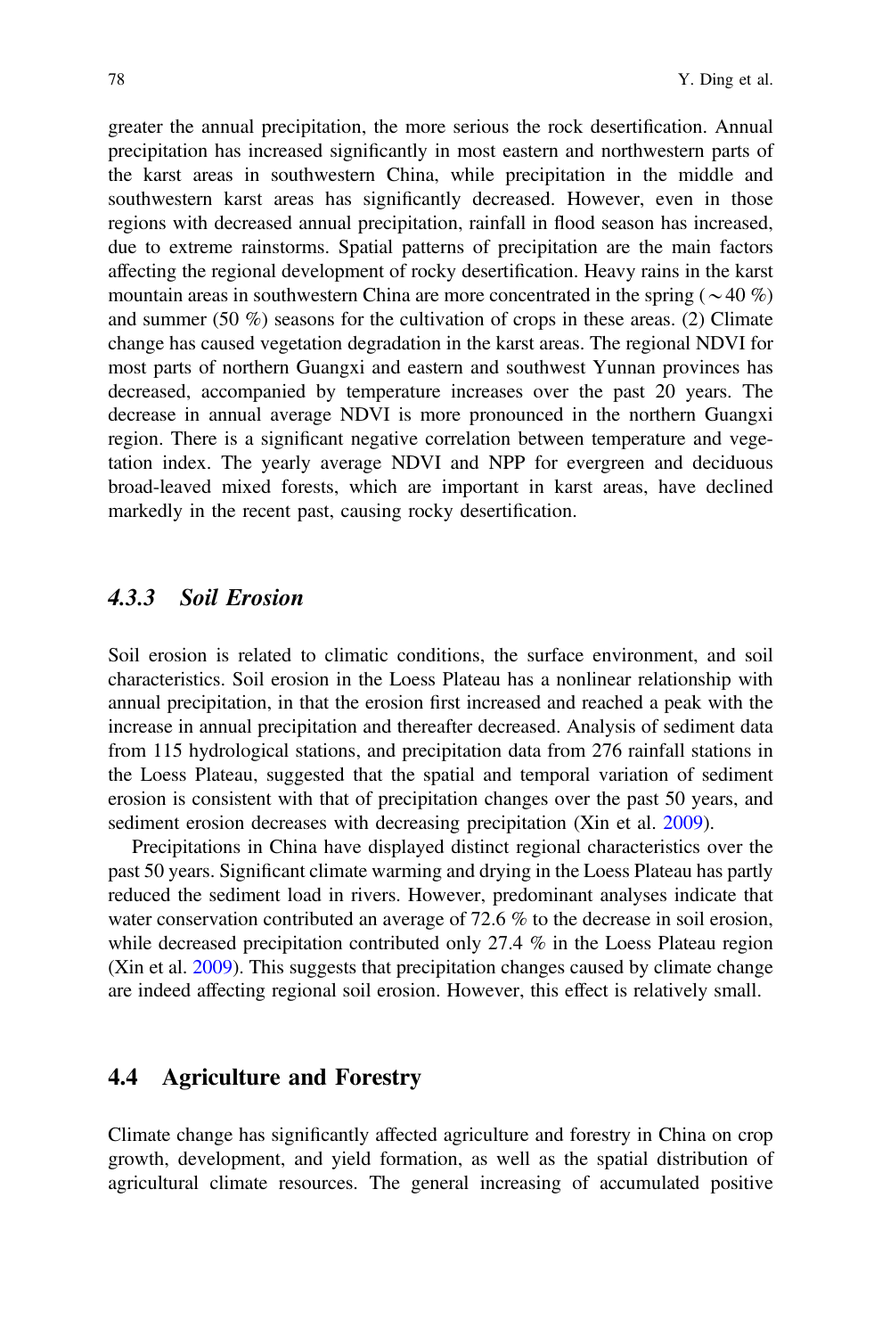greater the annual precipitation, the more serious the rock desertification. Annual precipitation has increased significantly in most eastern and northwestern parts of the karst areas in southwestern China, while precipitation in the middle and southwestern karst areas has significantly decreased. However, even in those regions with decreased annual precipitation, rainfall in flood season has increased, due to extreme rainstorms. Spatial patterns of precipitation are the main factors affecting the regional development of rocky desertification. Heavy rains in the karst mountain areas in southwestern China are more concentrated in the spring ( $\sim$40 %) and summer (50 %) seasons for the cultivation of crops in these areas. (2) Climate change has caused vegetation degradation in the karst areas. The regional NDVI for most parts of northern Guangxi and eastern and southwest Yunnan provinces has decreased, accompanied by temperature increases over the past 20 years. The decrease in annual average NDVI is more pronounced in the northern Guangxi region. There is a significant negative correlation between temperature and vegetation index. The yearly average NDVI and NPP for evergreen and deciduous broad-leaved mixed forests, which are important in karst areas, have declined markedly in the recent past, causing rocky desertification.

### 4.3.3 *Soil Erosion*

Soil erosion is related to climatic conditions, the surface environment, and soil characteristics. Soil erosion in the Loess Plateau has a nonlinear relationship with annual precipitation, in that the erosion first increased and reached a peak with the increase in annual precipitation and thereafter decreased. Analysis of sediment data from 115 hydrological stations, and precipitation data from 276 rainfall stations in the Loess Plateau, suggested that the spatial and temporal variation of sediment erosion is consistent with that of precipitation changes over the past 50 years, and sediment erosion decreases with decreasing precipitation (Xin et al. 2009).

Precipitations in China have displayed distinct regional characteristics over the past 50 years. Significant climate warming and drying in the Loess Plateau has partly reduced the sediment load in rivers. However, predominant analyses indicate that water conservation contributed an average of 72.6 % to the decrease in soil erosion, while decreased precipitation contributed only 27.4 % in the Loess Plateau region (Xin et al. 2009). This suggests that precipitation changes caused by climate change are indeed affecting regional soil erosion. However, this effect is relatively small.

## 4.4 Agriculture and Forestry

Climate change has significantly affected agriculture and forestry in China on crop growth, development, and yield formation, as well as the spatial distribution of agricultural climate resources. The general increasing of accumulated positive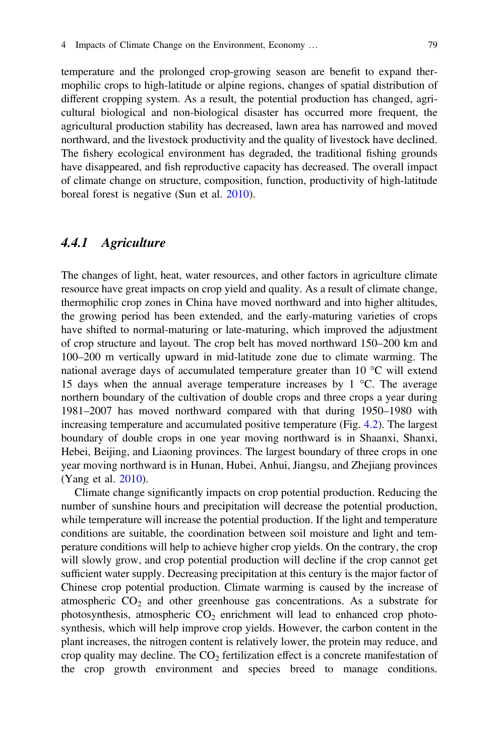temperature and the prolonged crop-growing season are benefit to expand thermophilic crops to high-latitude or alpine regions, changes of spatial distribution of different cropping system. As a result, the potential production has changed, agricultural biological and non-biological disaster has occurred more frequent, the agricultural production stability has decreased, lawn area has narrowed and moved northward, and the livestock productivity and the quality of livestock have declined. The fishery ecological environment has degraded, the traditional fishing grounds have disappeared, and fish reproductive capacity has decreased. The overall impact of climate change on structure, composition, function, productivity of high-latitude boreal forest is negative (Sun et al. 2010).

### *4.4.1 Agriculture*

The changes of light, heat, water resources, and other factors in agriculture climate resource have great impacts on crop yield and quality. As a result of climate change, thermophilic crop zones in China have moved northward and into higher altitudes, the growing period has been extended, and the early-maturing varieties of crops have shifted to normal-maturing or late-maturing, which improved the adjustment of crop structure and layout. The crop belt has moved northward 150–200 km and 100–200 m vertically upward in mid-latitude zone due to climate warming. The national average days of accumulated temperature greater than 10 °C will extend 15 days when the annual average temperature increases by 1 °C. The average northern boundary of the cultivation of double crops and three crops a year during 1981–2007 has moved northward compared with that during 1950–1980 with increasing temperature and accumulated positive temperature (Fig. 4.2). The largest boundary of double crops in one year moving northward is in Shaanxi, Shanxi, Hebei, Beijing, and Liaoning provinces. The largest boundary of three crops in one year moving northward is in Hunan, Hubei, Anhui, Jiangsu, and Zhejiang provinces (Yang et al. 2010).

Climate change significantly impacts on crop potential production. Reducing the number of sunshine hours and precipitation will decrease the potential production, while temperature will increase the potential production. If the light and temperature conditions are suitable, the coordination between soil moisture and light and temperature conditions will help to achieve higher crop yields. On the contrary, the crop will slowly grow, and crop potential production will decline if the crop cannot get sufficient water supply. Decreasing precipitation at this century is the major factor of Chinese crop potential production. Climate warming is caused by the increase of atmospheric $CO_2$ and other greenhouse gas concentrations. As a substrate for photosynthesis, atmospheric $CO_2$ enrichment will lead to enhanced crop photosynthesis, which will help improve crop yields. However, the carbon content in the plant increases, the nitrogen content is relatively lower, the protein may reduce, and crop quality may decline. The $CO_2$ fertilization effect is a concrete manifestation of the crop growth environment and species breed to manage conditions.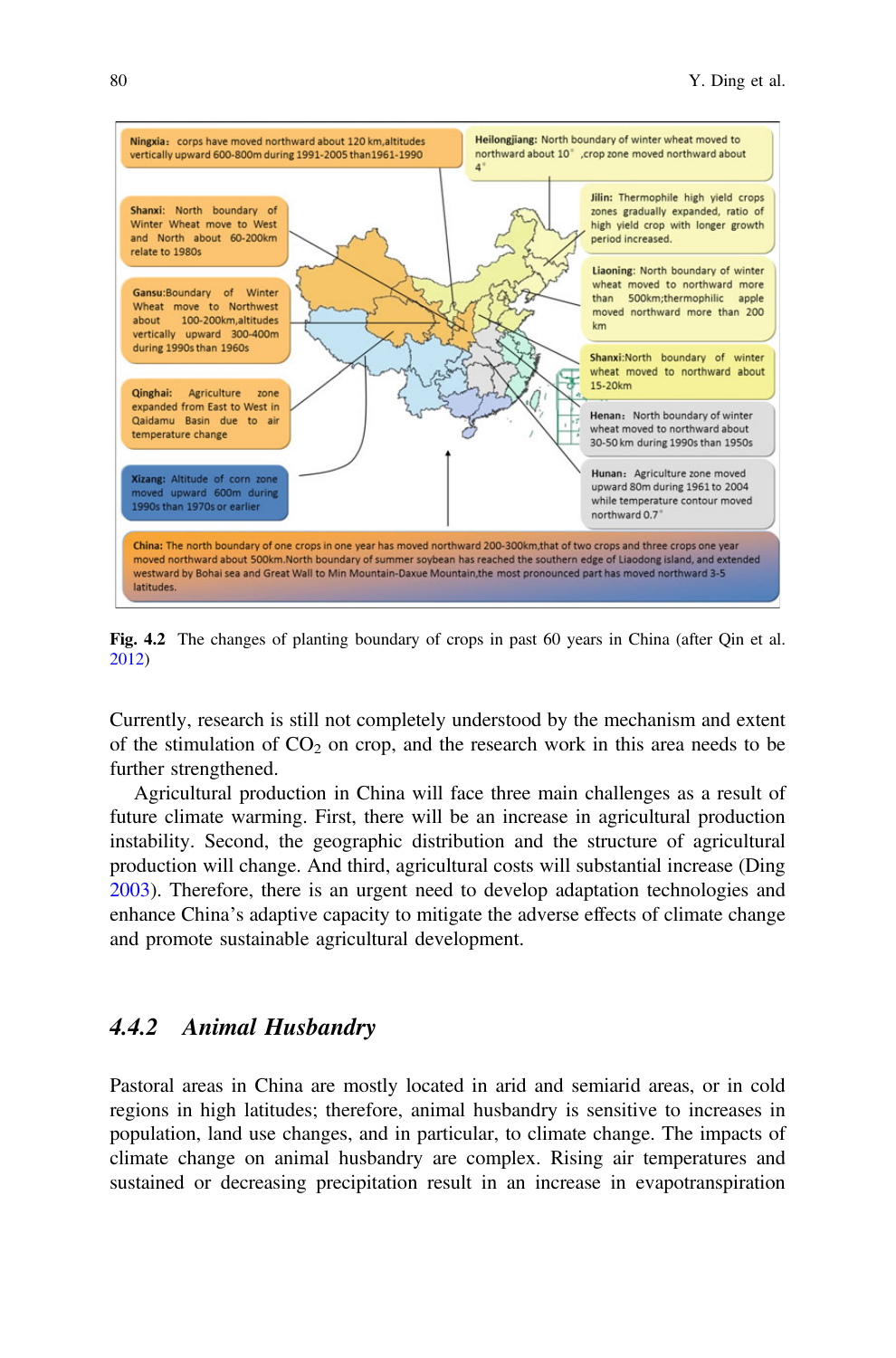Fig. 4.2 The changes of planting boundary of crops in past 60 years in China (after Qin et al. 2012)

Currently, research is still not completely understood by the mechanism and extent of the stimulation of $CO_2$ on crop, and the research work in this area needs to be further strengthened.

Agricultural production in China will face three main challenges as a result of future climate warming. First, there will be an increase in agricultural production instability. Second, the geographic distribution and the structure of agricultural production will change. And third, agricultural costs will substantial increase (Ding 2003). Therefore, there is an urgent need to develop adaptation technologies and enhance China's adaptive capacity to mitigate the adverse effects of climate change and promote sustainable agricultural development.

### *4.4.2 Animal Husbandry*

Pastoral areas in China are mostly located in arid and semiarid areas, or in cold regions in high latitudes; therefore, animal husbandry is sensitive to increases in population, land use changes, and in particular, to climate change. The impacts of climate change on animal husbandry are complex. Rising air temperatures and sustained or decreasing precipitation result in an increase in evapotranspiration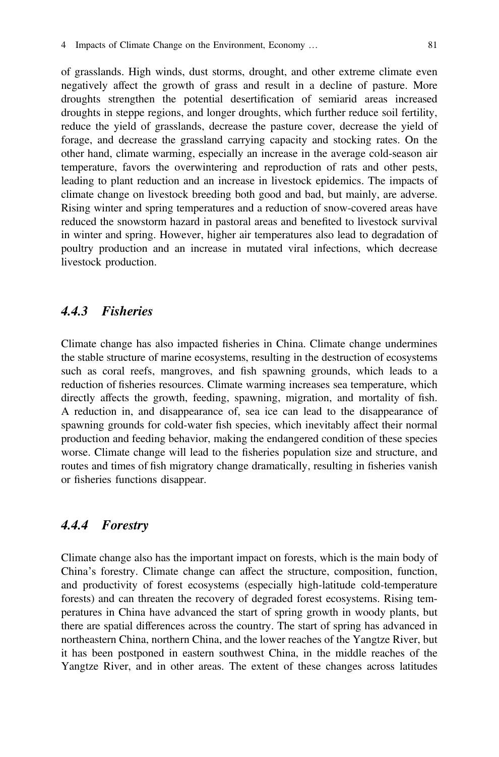of grasslands. High winds, dust storms, drought, and other extreme climate even negatively affect the growth of grass and result in a decline of pasture. More droughts strengthen the potential desertification of semiarid areas increased droughts in steppe regions, and longer droughts, which further reduce soil fertility, reduce the yield of grasslands, decrease the pasture cover, decrease the yield of forage, and decrease the grassland carrying capacity and stocking rates. On the other hand, climate warming, especially an increase in the average cold-season air temperature, favors the overwintering and reproduction of rats and other pests, leading to plant reduction and an increase in livestock epidemics. The impacts of climate change on livestock breeding both good and bad, but mainly, are adverse. Rising winter and spring temperatures and a reduction of snow-covered areas have reduced the snowstorm hazard in pastoral areas and benefited to livestock survival in winter and spring. However, higher air temperatures also lead to degradation of poultry production and an increase in mutated viral infections, which decrease livestock production.

### *4.4.3 Fisheries*

Climate change has also impacted fisheries in China. Climate change undermines the stable structure of marine ecosystems, resulting in the destruction of ecosystems such as coral reefs, mangroves, and fish spawning grounds, which leads to a reduction of fisheries resources. Climate warming increases sea temperature, which directly affects the growth, feeding, spawning, migration, and mortality of fish. A reduction in, and disappearance of, sea ice can lead to the disappearance of spawning grounds for cold-water fish species, which inevitably affect their normal production and feeding behavior, making the endangered condition of these species worse. Climate change will lead to the fisheries population size and structure, and routes and times of fish migratory change dramatically, resulting in fisheries vanish or fisheries functions disappear.

### *4.4.4 Forestry*

Climate change also has the important impact on forests, which is the main body of China's forestry. Climate change can affect the structure, composition, function, and productivity of forest ecosystems (especially high-latitude cold-temperature forests) and can threaten the recovery of degraded forest ecosystems. Rising temperatures in China have advanced the start of spring growth in woody plants, but there are spatial differences across the country. The start of spring has advanced in northeastern China, northern China, and the lower reaches of the Yangtze River, but it has been postponed in eastern southwest China, in the middle reaches of the Yangtze River, and in other areas. The extent of these changes across latitudes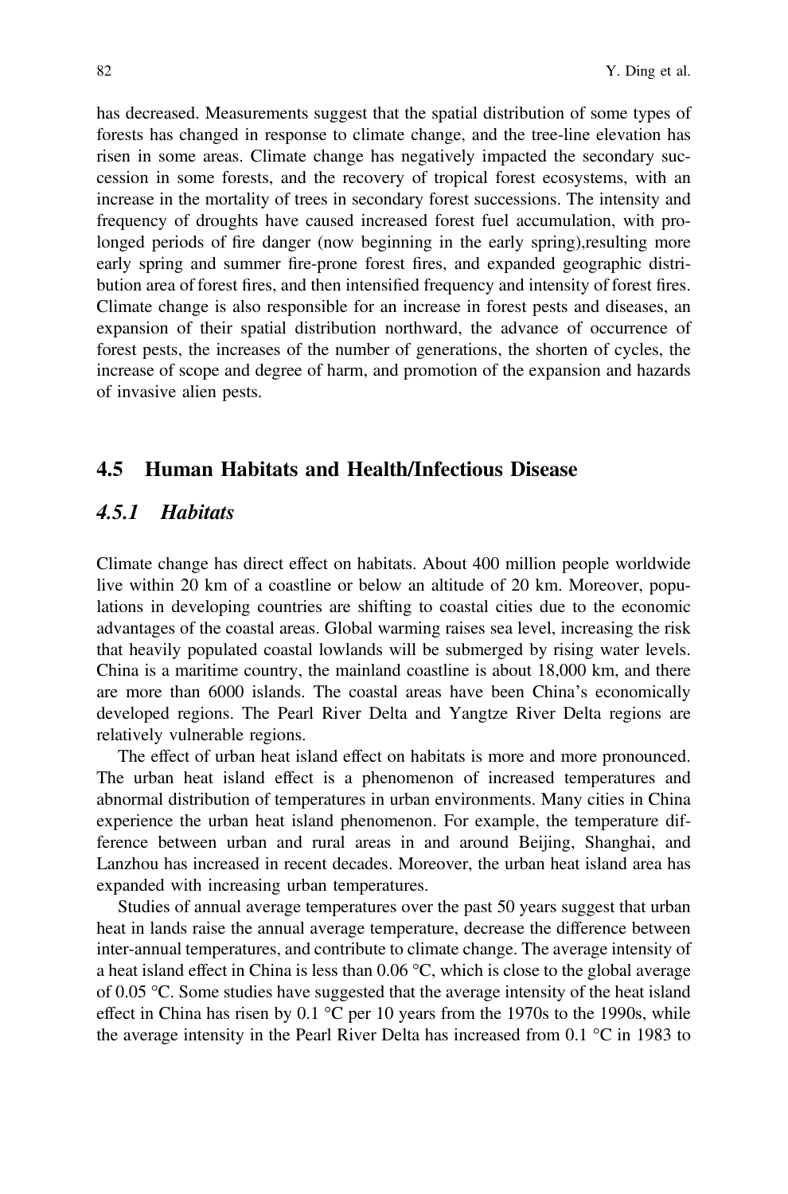has decreased. Measurements suggest that the spatial distribution of some types of forests has changed in response to climate change, and the tree-line elevation has risen in some areas. Climate change has negatively impacted the secondary succession in some forests, and the recovery of tropical forest ecosystems, with an increase in the mortality of trees in secondary forest successions. The intensity and frequency of droughts have caused increased forest fuel accumulation, with prolonged periods of fire danger (now beginning in the early spring),resulting more early spring and summer fire-prone forest fires, and expanded geographic distribution area of forest fires, and then intensified frequency and intensity of forest fires. Climate change is also responsible for an increase in forest pests and diseases, an expansion of their spatial distribution northward, the advance of occurrence of forest pests, the increases of the number of generations, the shorten of cycles, the increase of scope and degree of harm, and promotion of the expansion and hazards of invasive alien pests.

## 4.5 Human Habitats and Health/Infectious Disease

### *4.5.1 Habitats*

Climate change has direct effect on habitats. About 400 million people worldwide live within 20 km of a coastline or below an altitude of 20 km. Moreover, populations in developing countries are shifting to coastal cities due to the economic advantages of the coastal areas. Global warming raises sea level, increasing the risk that heavily populated coastal lowlands will be submerged by rising water levels. China is a maritime country, the mainland coastline is about 18,000 km, and there are more than 6000 islands. The coastal areas have been China's economically developed regions. The Pearl River Delta and Yangtze River Delta regions are relatively vulnerable regions.

The effect of urban heat island effect on habitats is more and more pronounced. The urban heat island effect is a phenomenon of increased temperatures and abnormal distribution of temperatures in urban environments. Many cities in China experience the urban heat island phenomenon. For example, the temperature difference between urban and rural areas in and around Beijing, Shanghai, and Lanzhou has increased in recent decades. Moreover, the urban heat island area has expanded with increasing urban temperatures.

Studies of annual average temperatures over the past 50 years suggest that urban heat in lands raise the annual average temperature, decrease the difference between inter-annual temperatures, and contribute to climate change. The average intensity of a heat island effect in China is less than 0.06 °C, which is close to the global average of 0.05 °C. Some studies have suggested that the average intensity of the heat island effect in China has risen by 0.1 °C per 10 years from the 1970s to the 1990s, while the average intensity in the Pearl River Delta has increased from 0.1 °C in 1983 to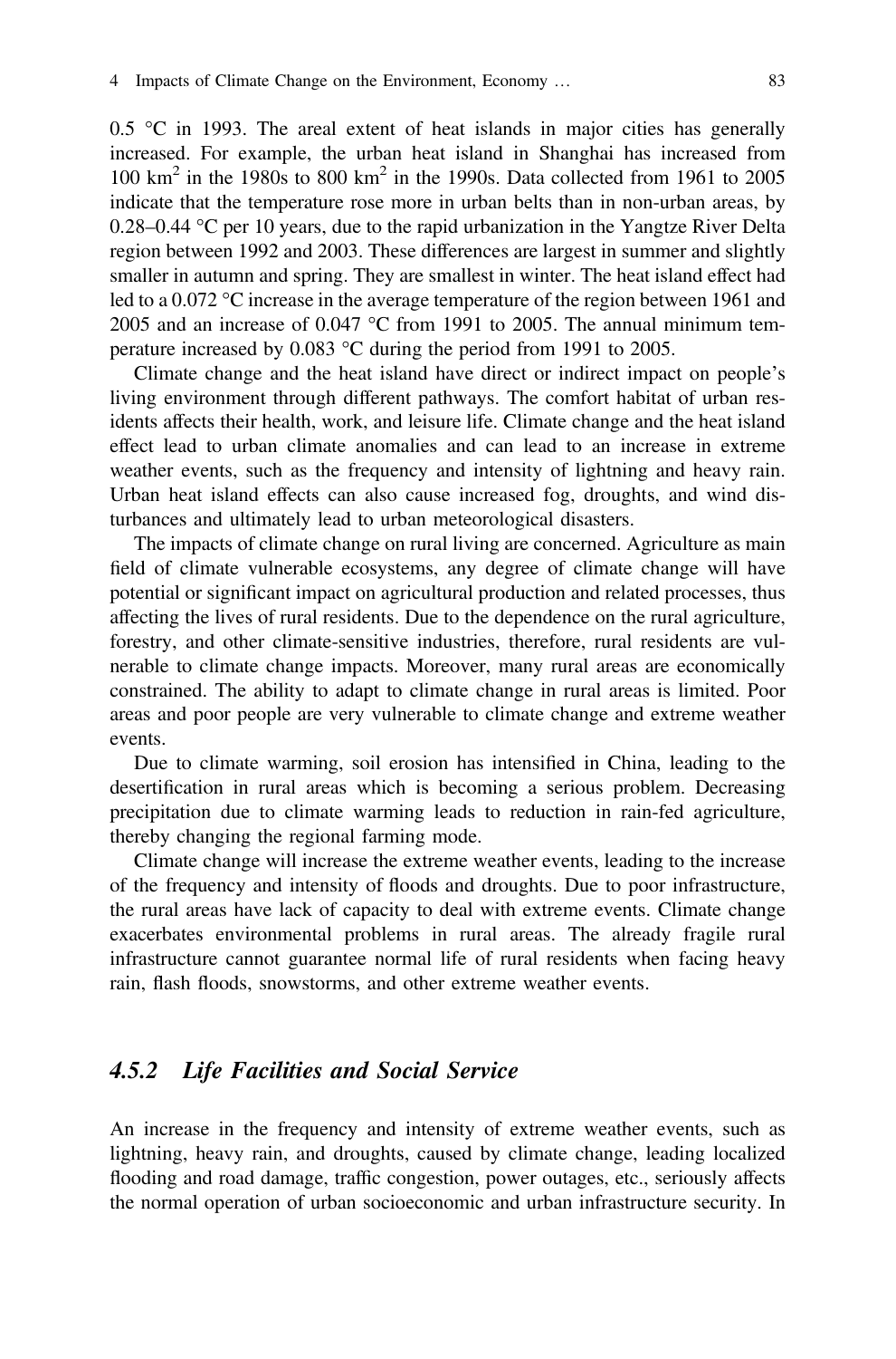0.5 °C in 1993. The areal extent of heat islands in major cities has generally increased. For example, the urban heat island in Shanghai has increased from 100 $km^2$ in the 1980s to 800 $km^2$ in the 1990s. Data collected from 1961 to 2005 indicate that the temperature rose more in urban belts than in non-urban areas, by 0.28–0.44 °C per 10 years, due to the rapid urbanization in the Yangtze River Delta region between 1992 and 2003. These differences are largest in summer and slightly smaller in autumn and spring. They are smallest in winter. The heat island effect had led to a 0.072 °C increase in the average temperature of the region between 1961 and 2005 and an increase of 0.047 °C from 1991 to 2005. The annual minimum temperature increased by 0.083 °C during the period from 1991 to 2005.

Climate change and the heat island have direct or indirect impact on people's living environment through different pathways. The comfort habitat of urban residents affects their health, work, and leisure life. Climate change and the heat island effect lead to urban climate anomalies and can lead to an increase in extreme weather events, such as the frequency and intensity of lightning and heavy rain. Urban heat island effects can also cause increased fog, droughts, and wind disturbances and ultimately lead to urban meteorological disasters.

The impacts of climate change on rural living are concerned. Agriculture as main field of climate vulnerable ecosystems, any degree of climate change will have potential or significant impact on agricultural production and related processes, thus affecting the lives of rural residents. Due to the dependence on the rural agriculture, forestry, and other climate-sensitive industries, therefore, rural residents are vulnerable to climate change impacts. Moreover, many rural areas are economically constrained. The ability to adapt to climate change in rural areas is limited. Poor areas and poor people are very vulnerable to climate change and extreme weather events.

Due to climate warming, soil erosion has intensified in China, leading to the desertification in rural areas which is becoming a serious problem. Decreasing precipitation due to climate warming leads to reduction in rain-fed agriculture, thereby changing the regional farming mode.

Climate change will increase the extreme weather events, leading to the increase of the frequency and intensity of floods and droughts. Due to poor infrastructure, the rural areas have lack of capacity to deal with extreme events. Climate change exacerbates environmental problems in rural areas. The already fragile rural infrastructure cannot guarantee normal life of rural residents when facing heavy rain, flash floods, snowstorms, and other extreme weather events.

### *4.5.2 Life Facilities and Social Service*

An increase in the frequency and intensity of extreme weather events, such as lightning, heavy rain, and droughts, caused by climate change, leading localized flooding and road damage, traffic congestion, power outages, etc., seriously affects the normal operation of urban socioeconomic and urban infrastructure security. In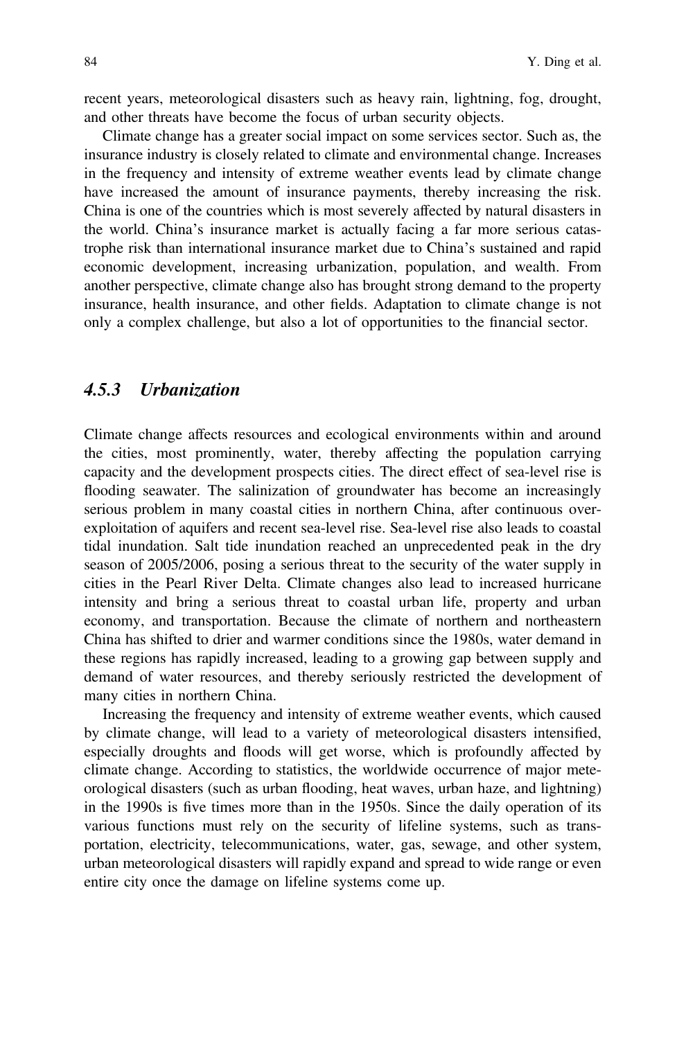recent years, meteorological disasters such as heavy rain, lightning, fog, drought, and other threats have become the focus of urban security objects.

Climate change has a greater social impact on some services sector. Such as, the insurance industry is closely related to climate and environmental change. Increases in the frequency and intensity of extreme weather events lead by climate change have increased the amount of insurance payments, thereby increasing the risk. China is one of the countries which is most severely affected by natural disasters in the world. China's insurance market is actually facing a far more serious catastrophe risk than international insurance market due to China's sustained and rapid economic development, increasing urbanization, population, and wealth. From another perspective, climate change also has brought strong demand to the property insurance, health insurance, and other fields. Adaptation to climate change is not only a complex challenge, but also a lot of opportunities to the financial sector.

### *4.5.3 Urbanization*

Climate change affects resources and ecological environments within and around the cities, most prominently, water, thereby affecting the population carrying capacity and the development prospects cities. The direct effect of sea-level rise is flooding seawater. The salinization of groundwater has become an increasingly serious problem in many coastal cities in northern China, after continuous over-exploitation of aquifers and recent sea-level rise. Sea-level rise also leads to coastal tidal inundation. Salt tide inundation reached an unprecedented peak in the dry season of 2005/2006, posing a serious threat to the security of the water supply in cities in the Pearl River Delta. Climate changes also lead to increased hurricane intensity and bring a serious threat to coastal urban life, property and urban economy, and transportation. Because the climate of northern and northeastern China has shifted to drier and warmer conditions since the 1980s, water demand in these regions has rapidly increased, leading to a growing gap between supply and demand of water resources, and thereby seriously restricted the development of many cities in northern China.

Increasing the frequency and intensity of extreme weather events, which caused by climate change, will lead to a variety of meteorological disasters intensified, especially droughts and floods will get worse, which is profoundly affected by climate change. According to statistics, the worldwide occurrence of major meteorological disasters (such as urban flooding, heat waves, urban haze, and lightning) in the 1990s is five times more than in the 1950s. Since the daily operation of its various functions must rely on the security of lifeline systems, such as transportation, electricity, telecommunications, water, gas, sewage, and other system, urban meteorological disasters will rapidly expand and spread to wide range or even entire city once the damage on lifeline systems come up.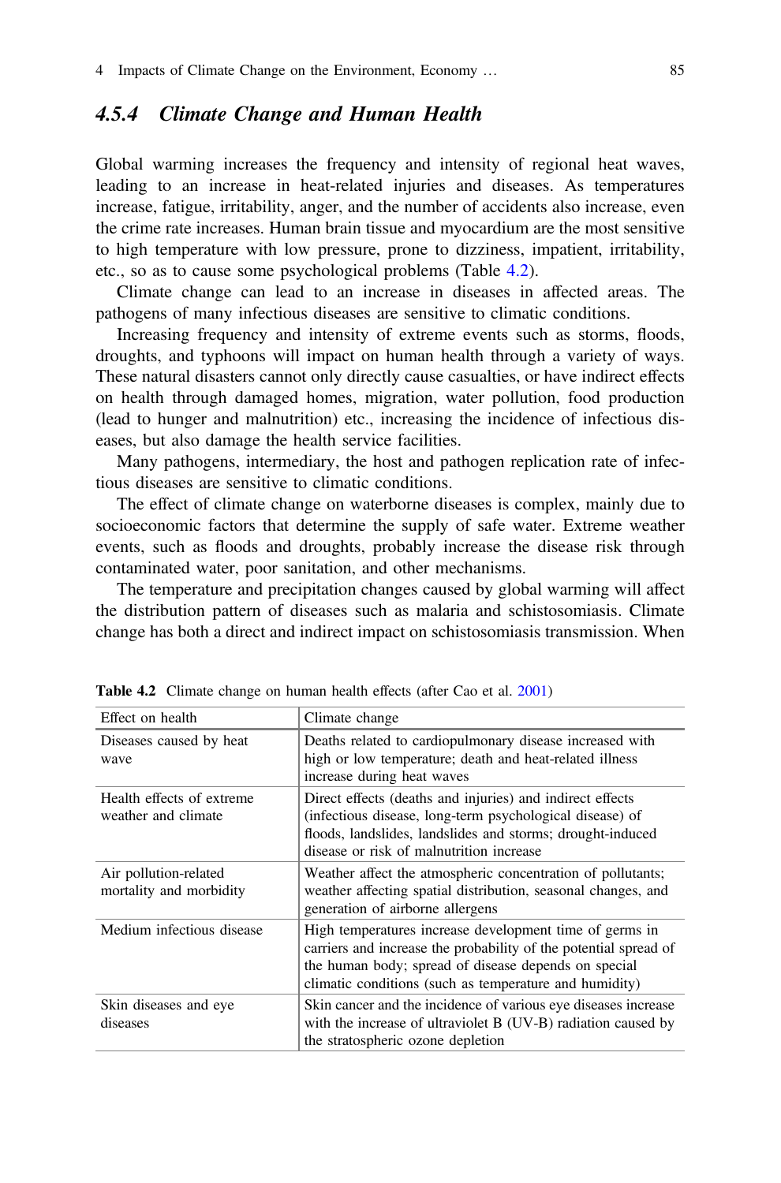### 4.5.4 Climate Change and Human Health

Global warming increases the frequency and intensity of regional heat waves, leading to an increase in heat-related injuries and diseases. As temperatures increase, fatigue, irritability, anger, and the number of accidents also increase, even the crime rate increases. Human brain tissue and myocardium are the most sensitive to high temperature with low pressure, prone to dizziness, impatient, irritability, etc., so as to cause some psychological problems (Table 4.2).

Climate change can lead to an increase in diseases in affected areas. The pathogens of many infectious diseases are sensitive to climatic conditions.

Increasing frequency and intensity of extreme events such as storms, floods, droughts, and typhoons will impact on human health through a variety of ways. These natural disasters cannot only directly cause casualties, or have indirect effects on health through damaged homes, migration, water pollution, food production (lead to hunger and malnutrition) etc., increasing the incidence of infectious diseases, but also damage the health service facilities.

Many pathogens, intermediary, the host and pathogen replication rate of infectious diseases are sensitive to climatic conditions.

The effect of climate change on waterborne diseases is complex, mainly due to socioeconomic factors that determine the supply of safe water. Extreme weather events, such as floods and droughts, probably increase the disease risk through contaminated water, poor sanitation, and other mechanisms.

The temperature and precipitation changes caused by global warming will affect the distribution pattern of diseases such as malaria and schistosomiasis. Climate change has both a direct and indirect impact on schistosomiasis transmission. When

**Table 4.2** Climate change on human health effects (after Cao et al. 2001)

| Effect on health | Climate change |
|---|---|
| Diseases caused by heat wave | Deaths related to cardiopulmonary disease increased with high or low temperature; death and heat-related illness increase during heat waves |
| Health effects of extreme weather and climate | Direct effects (deaths and injuries) and indirect effects (infectious disease, long-term psychological disease) of floods, landslides, landslides and storms; drought-induced disease or risk of malnutrition increase |
| Air pollution-related mortality and morbidity | Weather affect the atmospheric concentration of pollutants; weather affecting spatial distribution, seasonal changes, and generation of airborne allergens |
| Medium infectious disease | High temperatures increase development time of germs in carriers and increase the probability of the potential spread of the human body; spread of disease depends on special climatic conditions (such as temperature and humidity) |
| Skin diseases and eye diseases | Skin cancer and the incidence of various eye diseases increase with the increase of ultraviolet B (UV-B) radiation caused by the stratospheric ozone depletion |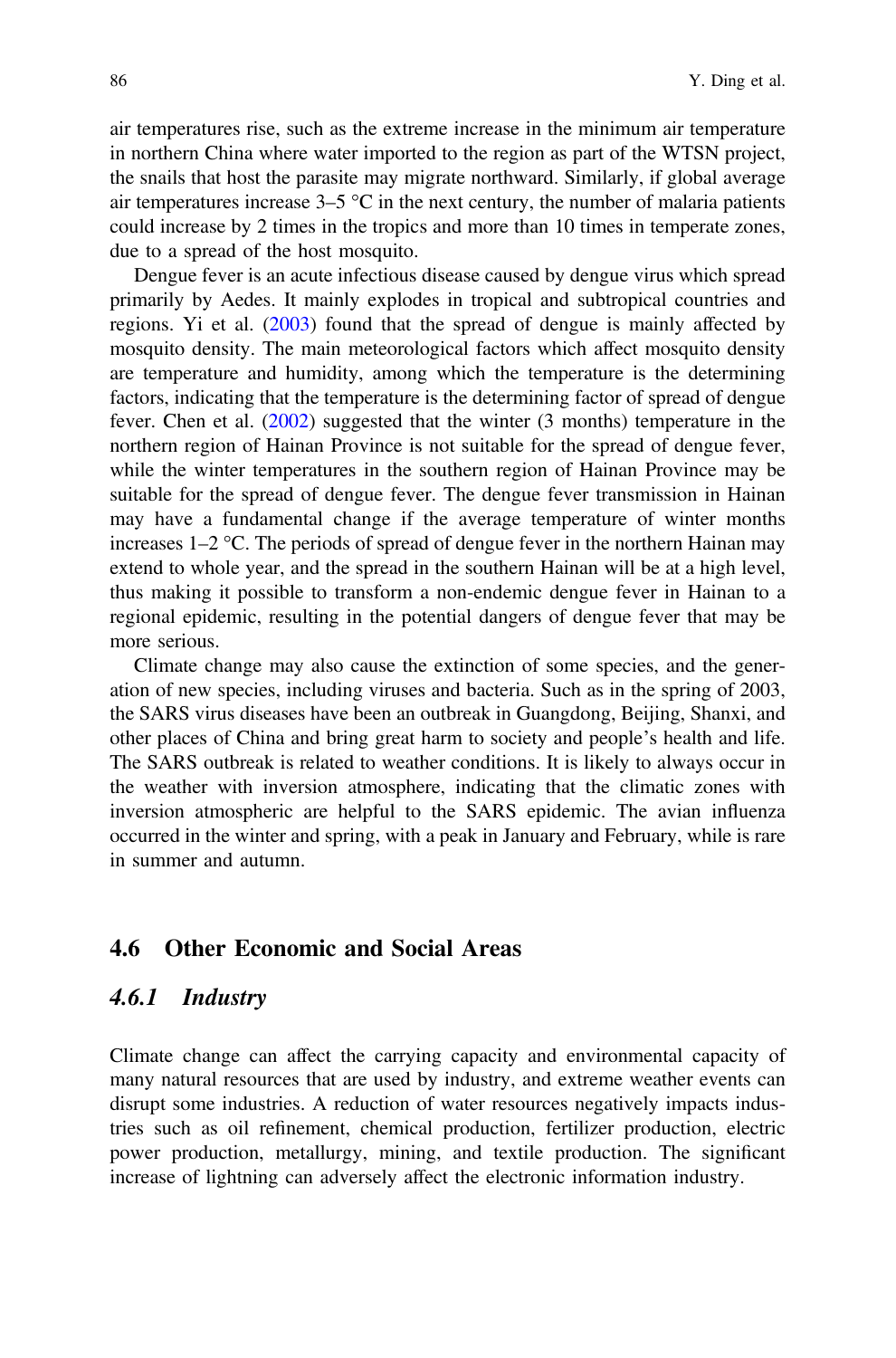air temperatures rise, such as the extreme increase in the minimum air temperature in northern China where water imported to the region as part of the WTSN project, the snails that host the parasite may migrate northward. Similarly, if global average air temperatures increase 3–5 °C in the next century, the number of malaria patients could increase by 2 times in the tropics and more than 10 times in temperate zones, due to a spread of the host mosquito.

Dengue fever is an acute infectious disease caused by dengue virus which spread primarily by Aedes. It mainly explodes in tropical and subtropical countries and regions. Yi et al. (2003) found that the spread of dengue is mainly affected by mosquito density. The main meteorological factors which affect mosquito density are temperature and humidity, among which the temperature is the determining factors, indicating that the temperature is the determining factor of spread of dengue fever. Chen et al. (2002) suggested that the winter (3 months) temperature in the northern region of Hainan Province is not suitable for the spread of dengue fever, while the winter temperatures in the southern region of Hainan Province may be suitable for the spread of dengue fever. The dengue fever transmission in Hainan may have a fundamental change if the average temperature of winter months increases 1–2 °C. The periods of spread of dengue fever in the northern Hainan may extend to whole year, and the spread in the southern Hainan will be at a high level, thus making it possible to transform a non-endemic dengue fever in Hainan to a regional epidemic, resulting in the potential dangers of dengue fever that may be more serious.

Climate change may also cause the extinction of some species, and the generation of new species, including viruses and bacteria. Such as in the spring of 2003, the SARS virus diseases have been an outbreak in Guangdong, Beijing, Shanxi, and other places of China and bring great harm to society and people's health and life. The SARS outbreak is related to weather conditions. It is likely to always occur in the weather with inversion atmosphere, indicating that the climatic zones with inversion atmospheric are helpful to the SARS epidemic. The avian influenza occurred in the winter and spring, with a peak in January and February, while is rare in summer and autumn.

## 4.6 Other Economic and Social Areas

### *4.6.1 Industry*

Climate change can affect the carrying capacity and environmental capacity of many natural resources that are used by industry, and extreme weather events can disrupt some industries. A reduction of water resources negatively impacts industries such as oil refinement, chemical production, fertilizer production, electric power production, metallurgy, mining, and textile production. The significant increase of lightning can adversely affect the electronic information industry.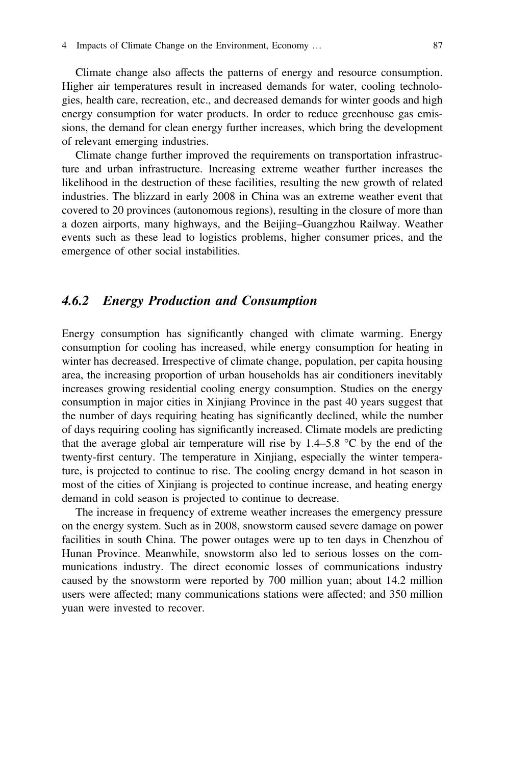Climate change also affects the patterns of energy and resource consumption. Higher air temperatures result in increased demands for water, cooling technologies, health care, recreation, etc., and decreased demands for winter goods and high energy consumption for water products. In order to reduce greenhouse gas emissions, the demand for clean energy further increases, which bring the development of relevant emerging industries.

Climate change further improved the requirements on transportation infrastructure and urban infrastructure. Increasing extreme weather further increases the likelihood in the destruction of these facilities, resulting the new growth of related industries. The blizzard in early 2008 in China was an extreme weather event that covered to 20 provinces (autonomous regions), resulting in the closure of more than a dozen airports, many highways, and the Beijing–Guangzhou Railway. Weather events such as these lead to logistics problems, higher consumer prices, and the emergence of other social instabilities.

### *4.6.2 Energy Production and Consumption*

Energy consumption has significantly changed with climate warming. Energy consumption for cooling has increased, while energy consumption for heating in winter has decreased. Irrespective of climate change, population, per capita housing area, the increasing proportion of urban households has air conditioners inevitably increases growing residential cooling energy consumption. Studies on the energy consumption in major cities in Xinjiang Province in the past 40 years suggest that the number of days requiring heating has significantly declined, while the number of days requiring cooling has significantly increased. Climate models are predicting that the average global air temperature will rise by 1.4–5.8 °C by the end of the twenty-first century. The temperature in Xinjiang, especially the winter temperature, is projected to continue to rise. The cooling energy demand in hot season in most of the cities of Xinjiang is projected to continue increase, and heating energy demand in cold season is projected to continue to decrease.

The increase in frequency of extreme weather increases the emergency pressure on the energy system. Such as in 2008, snowstorm caused severe damage on power facilities in south China. The power outages were up to ten days in Chenzhou of Hunan Province. Meanwhile, snowstorm also led to serious losses on the communications industry. The direct economic losses of communications industry caused by the snowstorm were reported by 700 million yuan; about 14.2 million users were affected; many communications stations were affected; and 350 million yuan were invested to recover.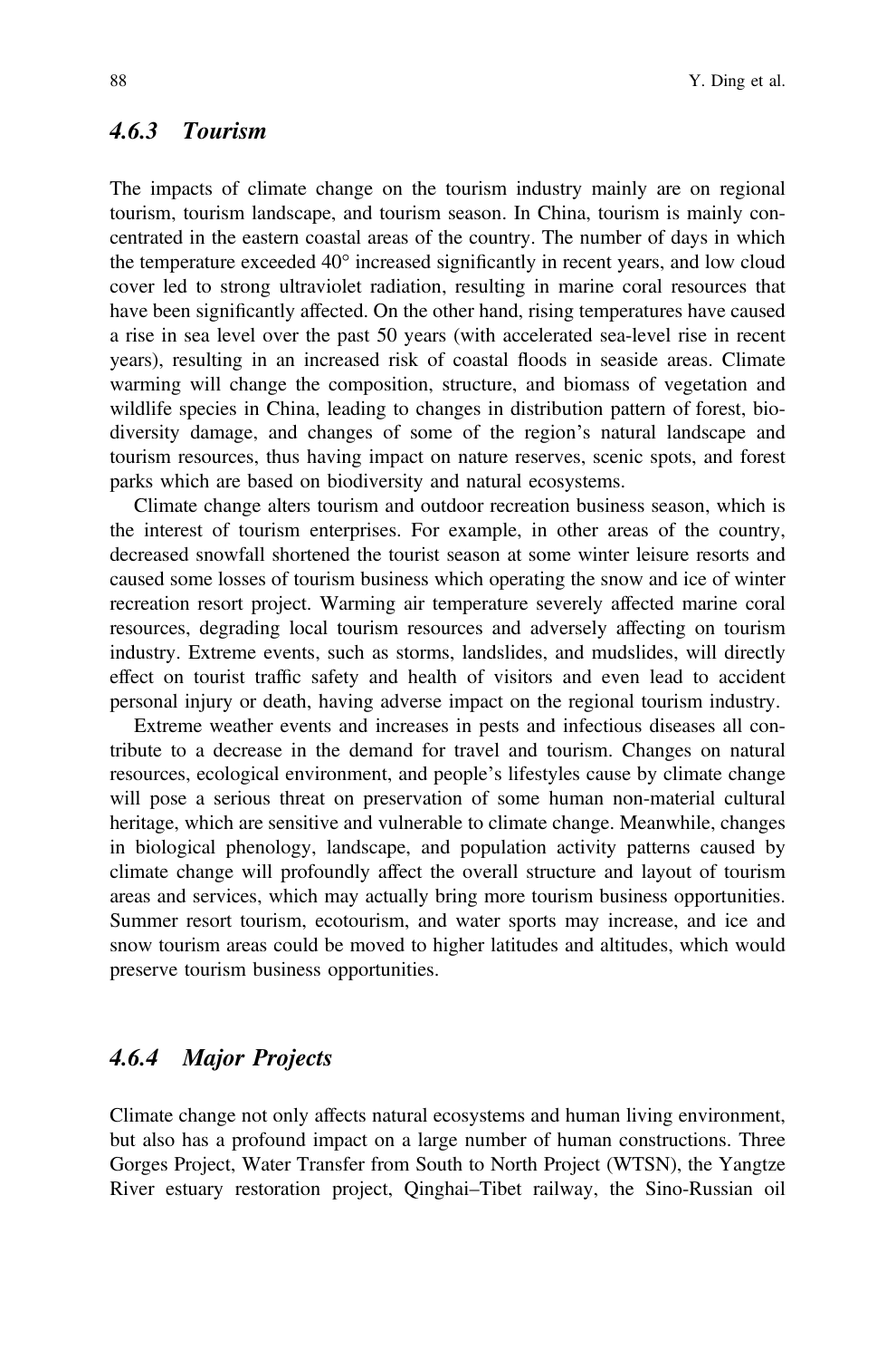### 4.6.3 Tourism

The impacts of climate change on the tourism industry mainly are on regional tourism, tourism landscape, and tourism season. In China, tourism is mainly concentrated in the eastern coastal areas of the country. The number of days in which the temperature exceeded 40° increased significantly in recent years, and low cloud cover led to strong ultraviolet radiation, resulting in marine coral resources that have been significantly affected. On the other hand, rising temperatures have caused a rise in sea level over the past 50 years (with accelerated sea-level rise in recent years), resulting in an increased risk of coastal floods in seaside areas. Climate warming will change the composition, structure, and biomass of vegetation and wildlife species in China, leading to changes in distribution pattern of forest, biodiversity damage, and changes of some of the region's natural landscape and tourism resources, thus having impact on nature reserves, scenic spots, and forest parks which are based on biodiversity and natural ecosystems.

Climate change alters tourism and outdoor recreation business season, which is the interest of tourism enterprises. For example, in other areas of the country, decreased snowfall shortened the tourist season at some winter leisure resorts and caused some losses of tourism business which operating the snow and ice of winter recreation resort project. Warming air temperature severely affected marine coral resources, degrading local tourism resources and adversely affecting on tourism industry. Extreme events, such as storms, landslides, and mudslides, will directly effect on tourist traffic safety and health of visitors and even lead to accident personal injury or death, having adverse impact on the regional tourism industry.

Extreme weather events and increases in pests and infectious diseases all contribute to a decrease in the demand for travel and tourism. Changes on natural resources, ecological environment, and people's lifestyles cause by climate change will pose a serious threat on preservation of some human non-material cultural heritage, which are sensitive and vulnerable to climate change. Meanwhile, changes in biological phenology, landscape, and population activity patterns caused by climate change will profoundly affect the overall structure and layout of tourism areas and services, which may actually bring more tourism business opportunities. Summer resort tourism, ecotourism, and water sports may increase, and ice and snow tourism areas could be moved to higher latitudes and altitudes, which would preserve tourism business opportunities.

### 4.6.4 Major Projects

Climate change not only affects natural ecosystems and human living environment, but also has a profound impact on a large number of human constructions. Three Gorges Project, Water Transfer from South to North Project (WTSN), the Yangtze River estuary restoration project, Qinghai–Tibet railway, the Sino-Russian oil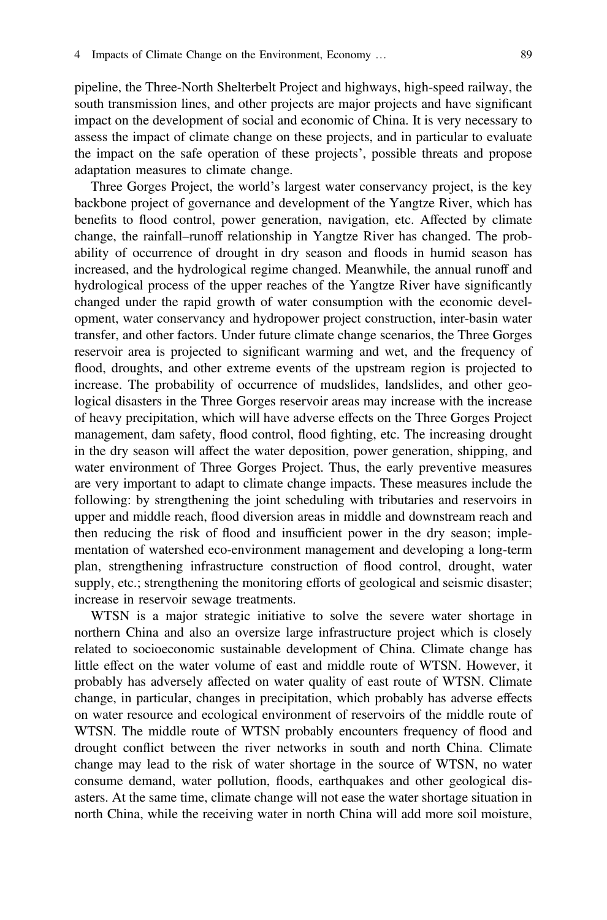pipeline, the Three-North Shelterbelt Project and highways, high-speed railway, the south transmission lines, and other projects are major projects and have significant impact on the development of social and economic of China. It is very necessary to assess the impact of climate change on these projects, and in particular to evaluate the impact on the safe operation of these projects', possible threats and propose adaptation measures to climate change.

Three Gorges Project, the world's largest water conservancy project, is the key backbone project of governance and development of the Yangtze River, which has benefits to flood control, power generation, navigation, etc. Affected by climate change, the rainfall–runoff relationship in Yangtze River has changed. The probability of occurrence of drought in dry season and floods in humid season has increased, and the hydrological regime changed. Meanwhile, the annual runoff and hydrological process of the upper reaches of the Yangtze River have significantly changed under the rapid growth of water consumption with the economic development, water conservancy and hydropower project construction, inter-basin water transfer, and other factors. Under future climate change scenarios, the Three Gorges reservoir area is projected to significant warming and wet, and the frequency of flood, droughts, and other extreme events of the upstream region is projected to increase. The probability of occurrence of mudslides, landslides, and other geological disasters in the Three Gorges reservoir areas may increase with the increase of heavy precipitation, which will have adverse effects on the Three Gorges Project management, dam safety, flood control, flood fighting, etc. The increasing drought in the dry season will affect the water deposition, power generation, shipping, and water environment of Three Gorges Project. Thus, the early preventive measures are very important to adapt to climate change impacts. These measures include the following: by strengthening the joint scheduling with tributaries and reservoirs in upper and middle reach, flood diversion areas in middle and downstream reach and then reducing the risk of flood and insufficient power in the dry season; implementation of watershed eco-environment management and developing a long-term plan, strengthening infrastructure construction of flood control, drought, water supply, etc.; strengthening the monitoring efforts of geological and seismic disaster; increase in reservoir sewage treatments.

WTSN is a major strategic initiative to solve the severe water shortage in northern China and also an oversize large infrastructure project which is closely related to socioeconomic sustainable development of China. Climate change has little effect on the water volume of east and middle route of WTSN. However, it probably has adversely affected on water quality of east route of WTSN. Climate change, in particular, changes in precipitation, which probably has adverse effects on water resource and ecological environment of reservoirs of the middle route of WTSN. The middle route of WTSN probably encounters frequency of flood and drought conflict between the river networks in south and north China. Climate change may lead to the risk of water shortage in the source of WTSN, no water consume demand, water pollution, floods, earthquakes and other geological disasters. At the same time, climate change will not ease the water shortage situation in north China, while the receiving water in north China will add more soil moisture,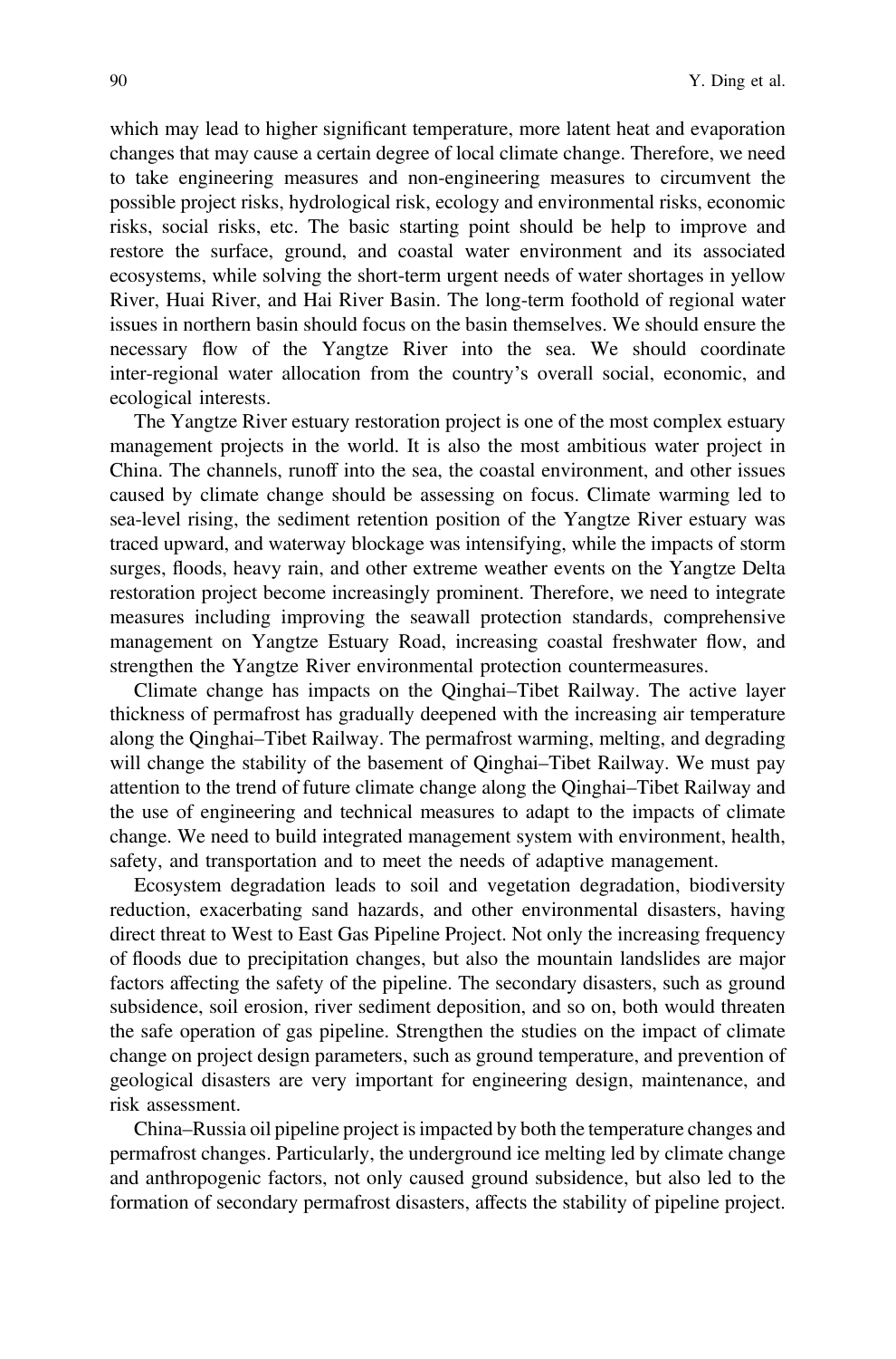which may lead to higher significant temperature, more latent heat and evaporation changes that may cause a certain degree of local climate change. Therefore, we need to take engineering measures and non-engineering measures to circumvent the possible project risks, hydrological risk, ecology and environmental risks, economic risks, social risks, etc. The basic starting point should be help to improve and restore the surface, ground, and coastal water environment and its associated ecosystems, while solving the short-term urgent needs of water shortages in yellow River, Huai River, and Hai River Basin. The long-term foothold of regional water issues in northern basin should focus on the basin themselves. We should ensure the necessary flow of the Yangtze River into the sea. We should coordinate inter-regional water allocation from the country's overall social, economic, and ecological interests.

The Yangtze River estuary restoration project is one of the most complex estuary management projects in the world. It is also the most ambitious water project in China. The channels, runoff into the sea, the coastal environment, and other issues caused by climate change should be assessing on focus. Climate warming led to sea-level rising, the sediment retention position of the Yangtze River estuary was traced upward, and waterway blockage was intensifying, while the impacts of storm surges, floods, heavy rain, and other extreme weather events on the Yangtze Delta restoration project become increasingly prominent. Therefore, we need to integrate measures including improving the seawall protection standards, comprehensive management on Yangtze Estuary Road, increasing coastal freshwater flow, and strengthen the Yangtze River environmental protection countermeasures.

Climate change has impacts on the Qinghai–Tibet Railway. The active layer thickness of permafrost has gradually deepened with the increasing air temperature along the Qinghai–Tibet Railway. The permafrost warming, melting, and degrading will change the stability of the basement of Qinghai–Tibet Railway. We must pay attention to the trend of future climate change along the Qinghai–Tibet Railway and the use of engineering and technical measures to adapt to the impacts of climate change. We need to build integrated management system with environment, health, safety, and transportation and to meet the needs of adaptive management.

Ecosystem degradation leads to soil and vegetation degradation, biodiversity reduction, exacerbating sand hazards, and other environmental disasters, having direct threat to West to East Gas Pipeline Project. Not only the increasing frequency of floods due to precipitation changes, but also the mountain landslides are major factors affecting the safety of the pipeline. The secondary disasters, such as ground subsidence, soil erosion, river sediment deposition, and so on, both would threaten the safe operation of gas pipeline. Strengthen the studies on the impact of climate change on project design parameters, such as ground temperature, and prevention of geological disasters are very important for engineering design, maintenance, and risk assessment.

China–Russia oil pipeline project is impacted by both the temperature changes and permafrost changes. Particularly, the underground ice melting led by climate change and anthropogenic factors, not only caused ground subsidence, but also led to the formation of secondary permafrost disasters, affects the stability of pipeline project.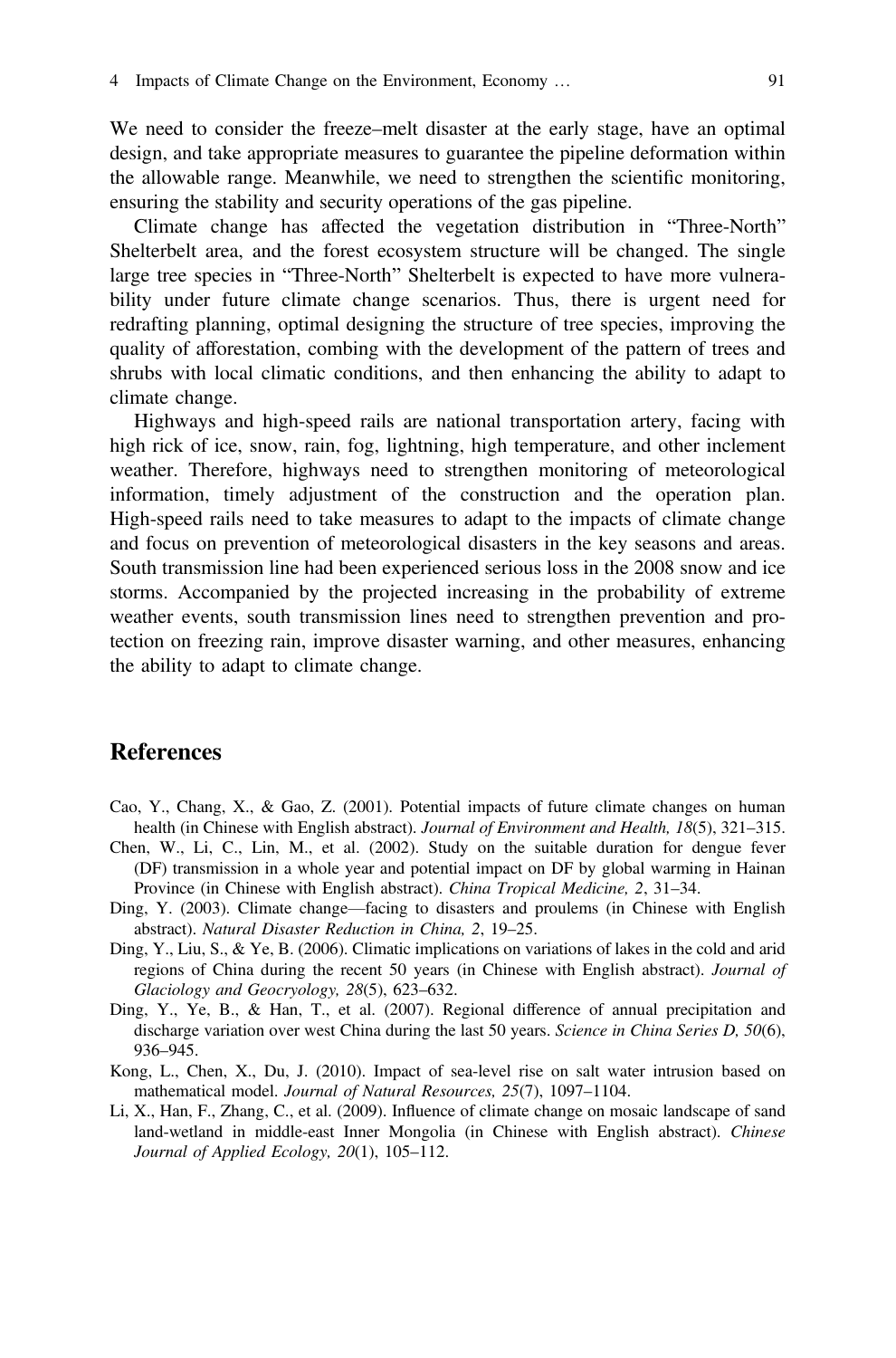We need to consider the freeze–melt disaster at the early stage, have an optimal design, and take appropriate measures to guarantee the pipeline deformation within the allowable range. Meanwhile, we need to strengthen the scientific monitoring, ensuring the stability and security operations of the gas pipeline.

Climate change has affected the vegetation distribution in "Three-North" Shelterbelt area, and the forest ecosystem structure will be changed. The single large tree species in "Three-North" Shelterbelt is expected to have more vulnerability under future climate change scenarios. Thus, there is urgent need for redrafting planning, optimal designing the structure of tree species, improving the quality of afforestation, combing with the development of the pattern of trees and shrubs with local climatic conditions, and then enhancing the ability to adapt to climate change.

Highways and high-speed rails are national transportation artery, facing with high rick of ice, snow, rain, fog, lightning, high temperature, and other inclement weather. Therefore, highways need to strengthen monitoring of meteorological information, timely adjustment of the construction and the operation plan. High-speed rails need to take measures to adapt to the impacts of climate change and focus on prevention of meteorological disasters in the key seasons and areas. South transmission line had been experienced serious loss in the 2008 snow and ice storms. Accompanied by the projected increasing in the probability of extreme weather events, south transmission lines need to strengthen prevention and protection on freezing rain, improve disaster warning, and other measures, enhancing the ability to adapt to climate change.

## References

Cao, Y., Chang, X., & Gao, Z. (2001). Potential impacts of future climate changes on human health (in Chinese with English abstract). *Journal of Environment and Health, 18*(5), 321–315.

Chen, W., Li, C., Lin, M., et al. (2002). Study on the suitable duration for dengue fever (DF) transmission in a whole year and potential impact on DF by global warming in Hainan Province (in Chinese with English abstract). *China Tropical Medicine, 2*, 31–34.

Ding, Y. (2003). Climate change—facing to disasters and proulems (in Chinese with English abstract). *Natural Disaster Reduction in China, 2*, 19–25.

Ding, Y., Liu, S., & Ye, B. (2006). Climatic implications on variations of lakes in the cold and arid regions of China during the recent 50 years (in Chinese with English abstract). *Journal of Glaciology and Geocryology, 28*(5), 623–632.

Ding, Y., Ye, B., & Han, T., et al. (2007). Regional difference of annual precipitation and discharge variation over west China during the last 50 years. *Science in China Series D, 50*(6), 936–945.

Kong, L., Chen, X., Du, J. (2010). Impact of sea-level rise on salt water intrusion based on mathematical model. *Journal of Natural Resources, 25*(7), 1097–1104.

Li, X., Han, F., Zhang, C., et al. (2009). Influence of climate change on mosaic landscape of sand land-wetland in middle-east Inner Mongolia (in Chinese with English abstract). *Chinese Journal of Applied Ecology, 20*(1), 105–112.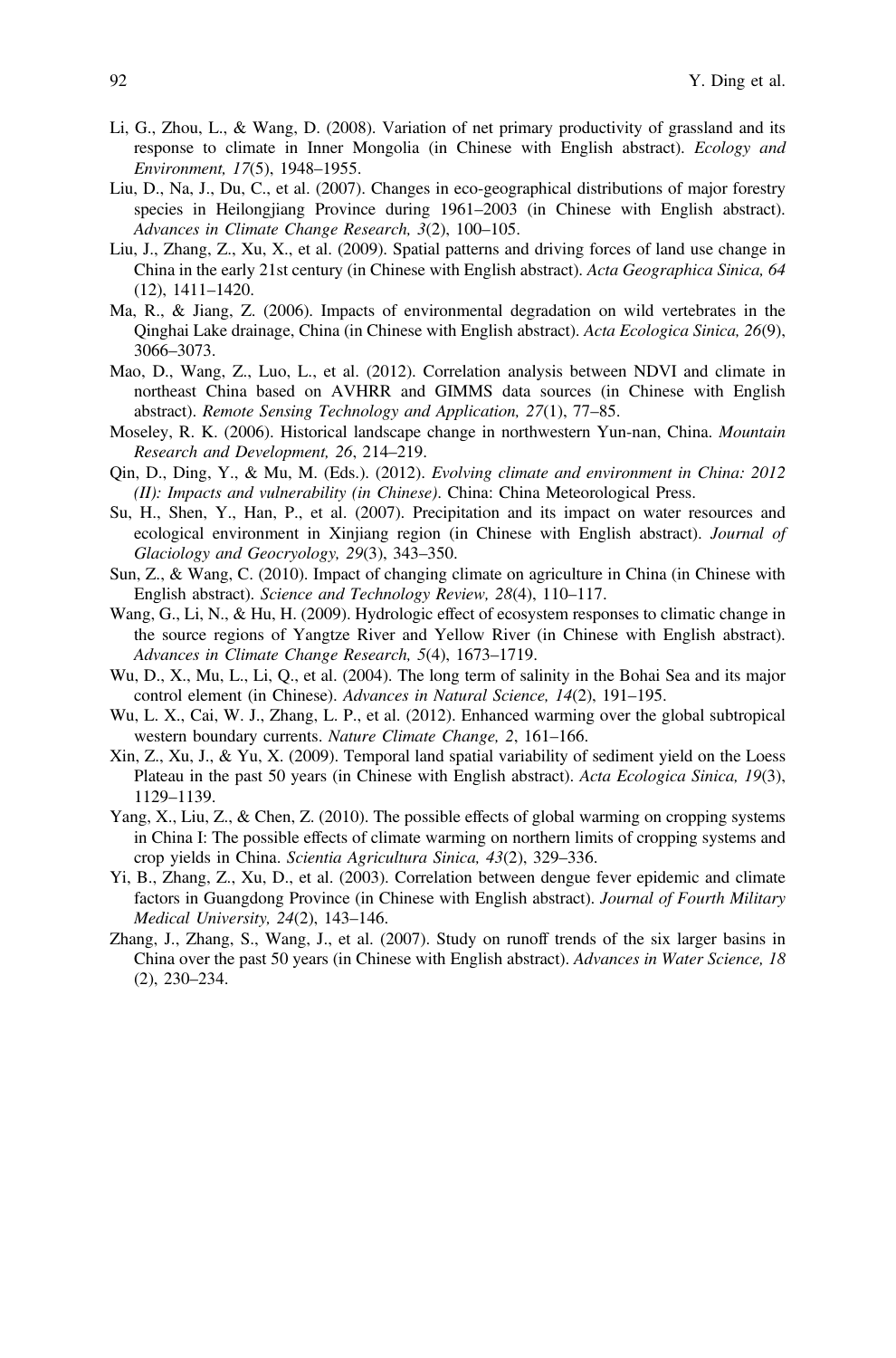Li, G., Zhou, L., & Wang, D. (2008). Variation of net primary productivity of grassland and its response to climate in Inner Mongolia (in Chinese with English abstract). *Ecology and Environment, 17*(5), 1948–1955.

Liu, D., Na, J., Du, C., et al. (2007). Changes in eco-geographical distributions of major forestry species in Heilongjiang Province during 1961–2003 (in Chinese with English abstract). *Advances in Climate Change Research, 3*(2), 100–105.

Liu, J., Zhang, Z., Xu, X., et al. (2009). Spatial patterns and driving forces of land use change in China in the early 21st century (in Chinese with English abstract). *Acta Geographica Sinica, 64* (12), 1411–1420.

Ma, R., & Jiang, Z. (2006). Impacts of environmental degradation on wild vertebrates in the Qinghai Lake drainage, China (in Chinese with English abstract). *Acta Ecologica Sinica, 26*(9), 3066–3073.

Mao, D., Wang, Z., Luo, L., et al. (2012). Correlation analysis between NDVI and climate in northeast China based on AVHRR and GIMMS data sources (in Chinese with English abstract). *Remote Sensing Technology and Application, 27*(1), 77–85.

Moseley, R. K. (2006). Historical landscape change in northwestern Yun-nan, China. *Mountain Research and Development, 26*, 214–219.

Qin, D., Ding, Y., & Mu, M. (Eds.). (2012). *Evolving climate and environment in China: 2012 (II): Impacts and vulnerability (in Chinese)*. China: China Meteorological Press.

Su, H., Shen, Y., Han, P., et al. (2007). Precipitation and its impact on water resources and ecological environment in Xinjiang region (in Chinese with English abstract). *Journal of Glaciology and Geocryology, 29*(3), 343–350.

Sun, Z., & Wang, C. (2010). Impact of changing climate on agriculture in China (in Chinese with English abstract). *Science and Technology Review, 28*(4), 110–117.

Wang, G., Li, N., & Hu, H. (2009). Hydrologic effect of ecosystem responses to climatic change in the source regions of Yangtze River and Yellow River (in Chinese with English abstract). *Advances in Climate Change Research, 5*(4), 1673–1719.

Wu, D., X., Mu, L., Li, Q., et al. (2004). The long term of salinity in the Bohai Sea and its major control element (in Chinese). *Advances in Natural Science, 14*(2), 191–195.

Wu, L. X., Cai, W. J., Zhang, L. P., et al. (2012). Enhanced warming over the global subtropical western boundary currents. *Nature Climate Change, 2*, 161–166.

Xin, Z., Xu, J., & Yu, X. (2009). Temporal land spatial variability of sediment yield on the Loess Plateau in the past 50 years (in Chinese with English abstract). *Acta Ecologica Sinica, 19*(3), 1129–1139.

Yang, X., Liu, Z., & Chen, Z. (2010). The possible effects of global warming on cropping systems in China I: The possible effects of climate warming on northern limits of cropping systems and crop yields in China. *Scientia Agricultura Sinica, 43*(2), 329–336.

Yi, B., Zhang, Z., Xu, D., et al. (2003). Correlation between dengue fever epidemic and climate factors in Guangdong Province (in Chinese with English abstract). *Journal of Fourth Military Medical University, 24*(2), 143–146.

Zhang, J., Zhang, S., Wang, J., et al. (2007). Study on runoff trends of the six larger basins in China over the past 50 years (in Chinese with English abstract). *Advances in Water Science, 18* (2), 230–234.